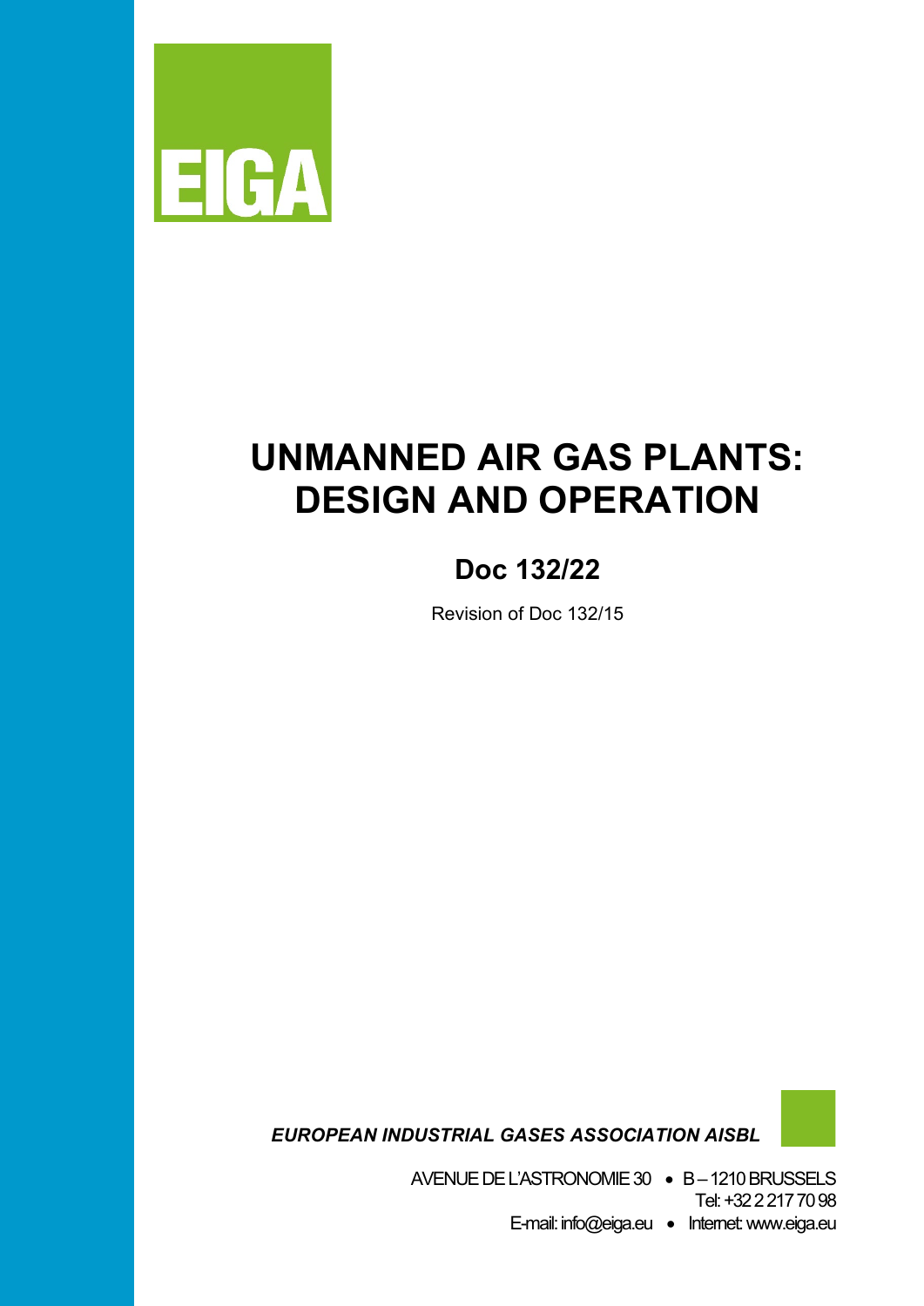EIGA

# UNMANNED AIR GAS PLANTS: DESIGN AND OPERATION

## Doc 132/22

Revision of Doc 132/15

***EUROPEAN INDUSTRIAL GASES ASSOCIATION AISBL***

AVENUE DE L'ASTRONOMIE 30 • B – 1210 BRUSSELS
Tel: +32 2 217 70 98
E-mail: info@eiga.eu • Internet: www.eiga.eu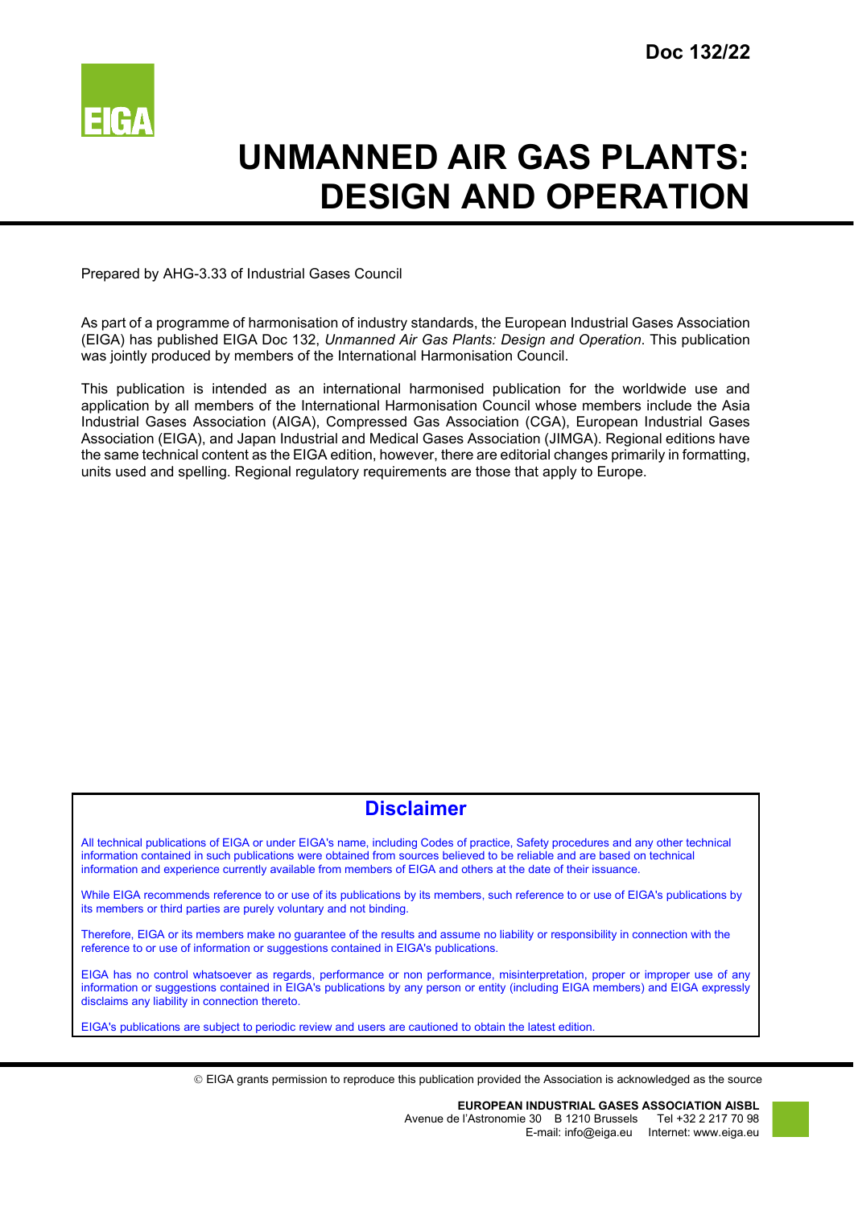Doc 132/22

# UNMANNED AIR GAS PLANTS: DESIGN AND OPERATION

Prepared by AHG-3.33 of Industrial Gases Council

As part of a programme of harmonisation of industry standards, the European Industrial Gases Association (EIGA) has published EIGA Doc 132, *Unmanned Air Gas Plants: Design and Operation*. This publication was jointly produced by members of the International Harmonisation Council.

This publication is intended as an international harmonised publication for the worldwide use and application by all members of the International Harmonisation Council whose members include the Asia Industrial Gases Association (AIGA), Compressed Gas Association (CGA), European Industrial Gases Association (EIGA), and Japan Industrial and Medical Gases Association (JIMGA). Regional editions have the same technical content as the EIGA edition, however, there are editorial changes primarily in formatting, units used and spelling. Regional regulatory requirements are those that apply to Europe.

## Disclaimer

All technical publications of EIGA or under EIGA's name, including Codes of practice, Safety procedures and any other technical information contained in such publications were obtained from sources believed to be reliable and are based on technical information and experience currently available from members of EIGA and others at the date of their issuance.

While EIGA recommends reference to or use of its publications by its members, such reference to or use of EIGA's publications by its members or third parties are purely voluntary and not binding.

Therefore, EIGA or its members make no guarantee of the results and assume no liability or responsibility in connection with the reference to or use of information or suggestions contained in EIGA's publications.

EIGA has no control whatsoever as regards, performance or non performance, misinterpretation, proper or improper use of any information or suggestions contained in EIGA's publications by any person or entity (including EIGA members) and EIGA expressly disclaims any liability in connection thereto.

EIGA's publications are subject to periodic review and users are cautioned to obtain the latest edition.

© EIGA grants permission to reproduce this publication provided the Association is acknowledged as the source

**EUROPEAN INDUSTRIAL GASES ASSOCIATION AISBL**
Avenue de l'Astronomie 30 B 1210 Brussels Tel +32 2 217 70 98
E-mail: info@eiga.eu Internet: www.eiga.eu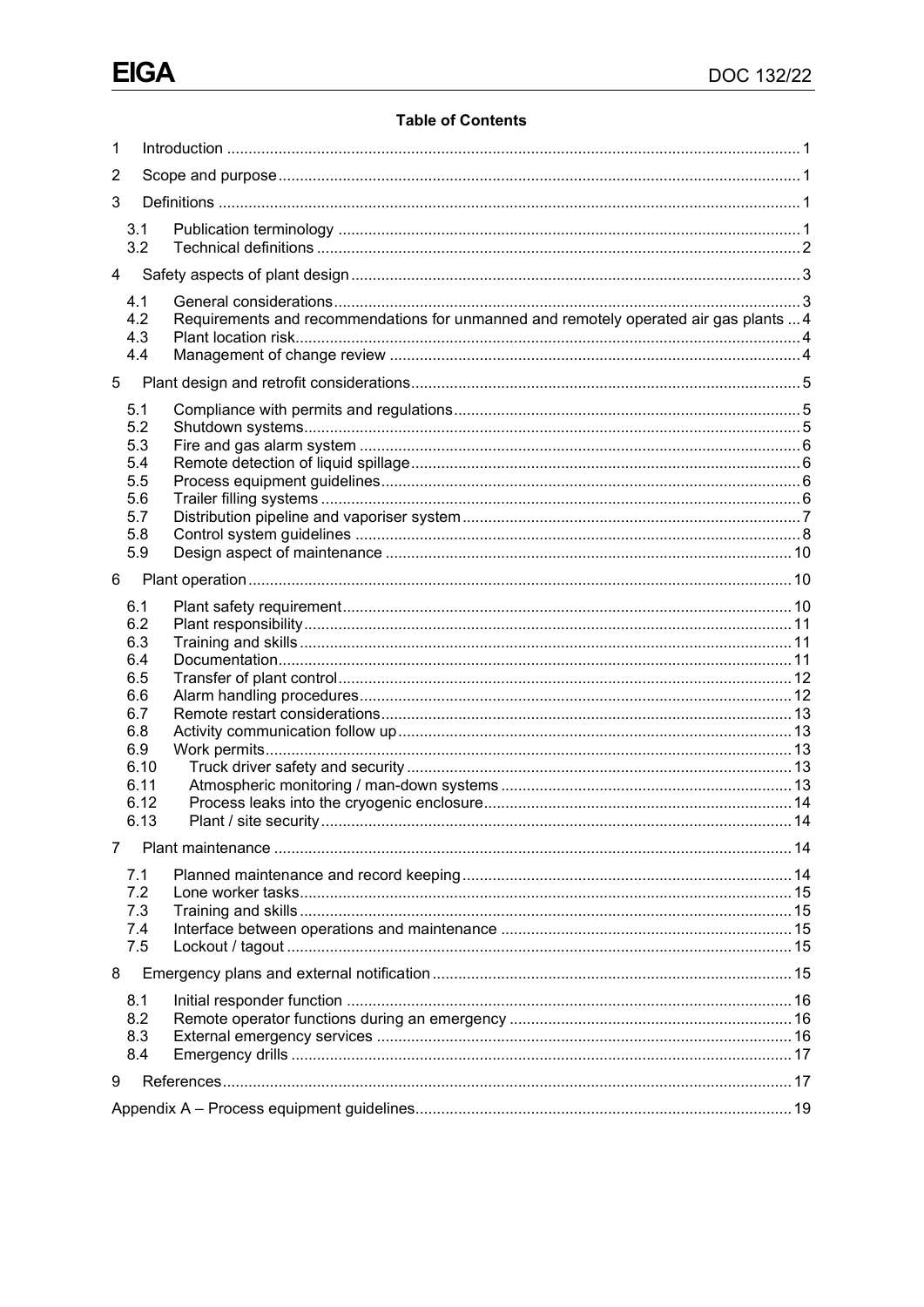**Table of Contents**

1 Introduction ........................................................................................................................ 1

2 Scope and purpose ............................................................................................................. 1

3 Definitions ........................................................................................................................... 1

- 3.1 Publication terminology ............................................................................................... 1
- 3.2 Technical definitions .................................................................................................... 2

4 Safety aspects of plant design ............................................................................................ 3

- 4.1 General considerations ................................................................................................ 3
- 4.2 Requirements and recommendations for unmanned and remotely operated air gas plants ... 4
- 4.3 Plant location risk ......................................................................................................... 4
- 4.4 Management of change review ..................................................................................... 4

5 Plant design and retrofit considerations .............................................................................. 5

- 5.1 Compliance with permits and regulations ..................................................................... 5
- 5.2 Shutdown systems ....................................................................................................... 5
- 5.3 Fire and gas alarm system ........................................................................................... 6
- 5.4 Remote detection of liquid spillage ............................................................................... 6
- 5.5 Process equipment guidelines ...................................................................................... 6
- 5.6 Trailer filling systems ................................................................................................... 6
- 5.7 Distribution pipeline and vaporiser system ................................................................... 7
- 5.8 Control system guidelines ............................................................................................ 8
- 5.9 Design aspect of maintenance ..................................................................................... 10

6 Plant operation .................................................................................................................. 10

- 6.1 Plant safety requirement ............................................................................................. 10
- 6.2 Plant responsibility ...................................................................................................... 11
- 6.3 Training and skills ....................................................................................................... 11
- 6.4 Documentation ............................................................................................................ 11
- 6.5 Transfer of plant control .............................................................................................. 12
- 6.6 Alarm handling procedures ......................................................................................... 12
- 6.7 Remote restart considerations ..................................................................................... 13
- 6.8 Activity communication follow up ................................................................................. 13
- 6.9 Work permits ............................................................................................................... 13
- 6.10 Truck driver safety and security ................................................................................. 13
- 6.11 Atmospheric monitoring / man-down systems ............................................................ 13
- 6.12 Process leaks into the cryogenic enclosure ................................................................ 14
- 6.13 Plant / site security ..................................................................................................... 14

7 Plant maintenance ............................................................................................................. 14

- 7.1 Planned maintenance and record keeping ................................................................... 14
- 7.2 Lone worker tasks ........................................................................................................ 15
- 7.3 Training and skills ....................................................................................................... 15
- 7.4 Interface between operations and maintenance .......................................................... 15
- 7.5 Lockout / tagout .......................................................................................................... 15

8 Emergency plans and external notification ......................................................................... 15

- 8.1 Initial responder function ............................................................................................. 16
- 8.2 Remote operator functions during an emergency ........................................................ 16
- 8.3 External emergency services ....................................................................................... 16
- 8.4 Emergency drills .......................................................................................................... 17

9 References ......................................................................................................................... 17

Appendix A – Process equipment guidelines .......................................................................... 19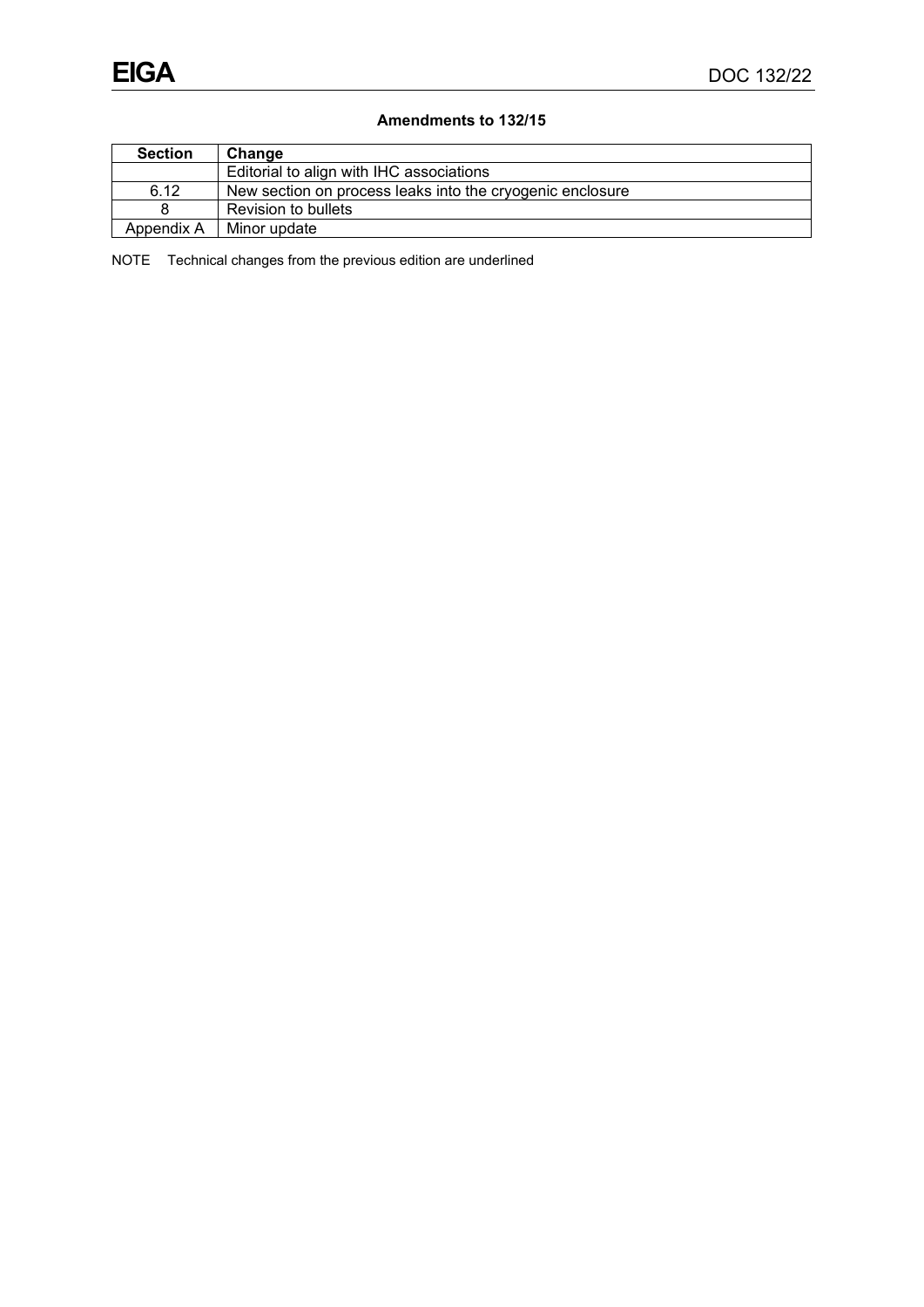**Amendments to 132/15**

| Section | Change |
|---|---|
| | Editorial to align with IHC associations |
| 6.12 | New section on process leaks into the cryogenic enclosure |
| 8 | Revision to bullets |
| Appendix A | Minor update |

NOTE Technical changes from the previous edition are underlined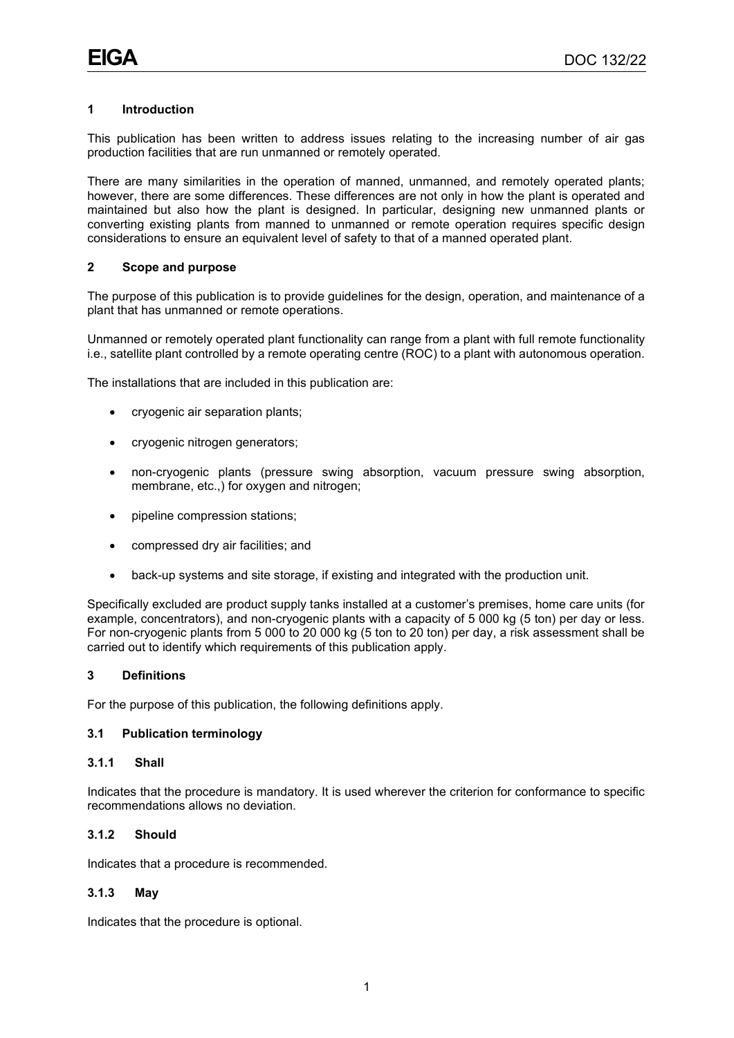## 1 Introduction

This publication has been written to address issues relating to the increasing number of air gas production facilities that are run unmanned or remotely operated.

There are many similarities in the operation of manned, unmanned, and remotely operated plants; however, there are some differences. These differences are not only in how the plant is operated and maintained but also how the plant is designed. In particular, designing new unmanned plants or converting existing plants from manned to unmanned or remote operation requires specific design considerations to ensure an equivalent level of safety to that of a manned operated plant.

## 2 Scope and purpose

The purpose of this publication is to provide guidelines for the design, operation, and maintenance of a plant that has unmanned or remote operations.

Unmanned or remotely operated plant functionality can range from a plant with full remote functionality i.e., satellite plant controlled by a remote operating centre (ROC) to a plant with autonomous operation.

The installations that are included in this publication are:

- cryogenic air separation plants;
- cryogenic nitrogen generators;
- non-cryogenic plants (pressure swing absorption, vacuum pressure swing absorption, membrane, etc.,) for oxygen and nitrogen;
- pipeline compression stations;
- compressed dry air facilities; and
- back-up systems and site storage, if existing and integrated with the production unit.

Specifically excluded are product supply tanks installed at a customer's premises, home care units (for example, concentrators), and non-cryogenic plants with a capacity of 5 000 kg (5 ton) per day or less. For non-cryogenic plants from 5 000 to 20 000 kg (5 ton to 20 ton) per day, a risk assessment shall be carried out to identify which requirements of this publication apply.

## 3 Definitions

For the purpose of this publication, the following definitions apply.

### 3.1 Publication terminology

#### 3.1.1 Shall

Indicates that the procedure is mandatory. It is used wherever the criterion for conformance to specific recommendations allows no deviation.

#### 3.1.2 Should

Indicates that a procedure is recommended.

#### 3.1.3 May

Indicates that the procedure is optional.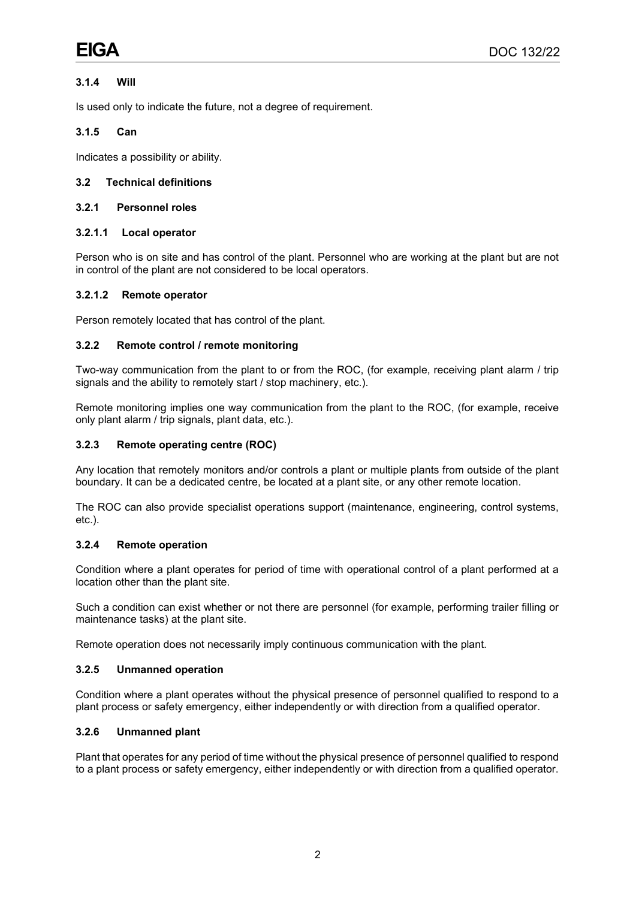### 3.1.4 Will

Is used only to indicate the future, not a degree of requirement.

### 3.1.5 Can

Indicates a possibility or ability.

## 3.2 Technical definitions

### 3.2.1 Personnel roles

#### 3.2.1.1 Local operator

Person who is on site and has control of the plant. Personnel who are working at the plant but are not in control of the plant are not considered to be local operators.

#### 3.2.1.2 Remote operator

Person remotely located that has control of the plant.

### 3.2.2 Remote control / remote monitoring

Two-way communication from the plant to or from the ROC, (for example, receiving plant alarm / trip signals and the ability to remotely start / stop machinery, etc.).

Remote monitoring implies one way communication from the plant to the ROC, (for example, receive only plant alarm / trip signals, plant data, etc.).

### 3.2.3 Remote operating centre (ROC)

Any location that remotely monitors and/or controls a plant or multiple plants from outside of the plant boundary. It can be a dedicated centre, be located at a plant site, or any other remote location.

The ROC can also provide specialist operations support (maintenance, engineering, control systems, etc.).

### 3.2.4 Remote operation

Condition where a plant operates for period of time with operational control of a plant performed at a location other than the plant site.

Such a condition can exist whether or not there are personnel (for example, performing trailer filling or maintenance tasks) at the plant site.

Remote operation does not necessarily imply continuous communication with the plant.

### 3.2.5 Unmanned operation

Condition where a plant operates without the physical presence of personnel qualified to respond to a plant process or safety emergency, either independently or with direction from a qualified operator.

### 3.2.6 Unmanned plant

Plant that operates for any period of time without the physical presence of personnel qualified to respond to a plant process or safety emergency, either independently or with direction from a qualified operator.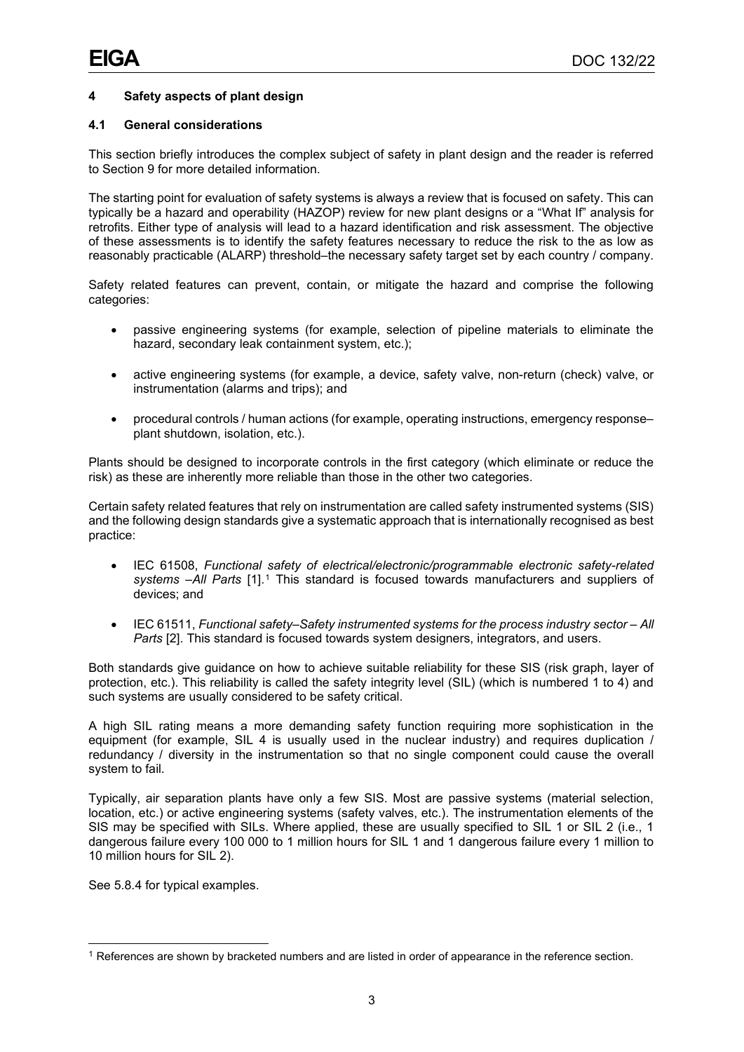## 4 Safety aspects of plant design

### 4.1 General considerations

This section briefly introduces the complex subject of safety in plant design and the reader is referred to Section 9 for more detailed information.

The starting point for evaluation of safety systems is always a review that is focused on safety. This can typically be a hazard and operability (HAZOP) review for new plant designs or a "What If" analysis for retrofits. Either type of analysis will lead to a hazard identification and risk assessment. The objective of these assessments is to identify the safety features necessary to reduce the risk to the as low as reasonably practicable (ALARP) threshold–the necessary safety target set by each country / company.

Safety related features can prevent, contain, or mitigate the hazard and comprise the following categories:

- passive engineering systems (for example, selection of pipeline materials to eliminate the hazard, secondary leak containment system, etc.);
- active engineering systems (for example, a device, safety valve, non-return (check) valve, or instrumentation (alarms and trips); and
- procedural controls / human actions (for example, operating instructions, emergency response–plant shutdown, isolation, etc.).

Plants should be designed to incorporate controls in the first category (which eliminate or reduce the risk) as these are inherently more reliable than those in the other two categories.

Certain safety related features that rely on instrumentation are called safety instrumented systems (SIS) and the following design standards give a systematic approach that is internationally recognised as best practice:

- IEC 61508, *Functional safety of electrical/electronic/programmable electronic safety-related systems –All Parts* [1].[1] This standard is focused towards manufacturers and suppliers of devices; and
- IEC 61511, *Functional safety–Safety instrumented systems for the process industry sector – All Parts* [2]. This standard is focused towards system designers, integrators, and users.

Both standards give guidance on how to achieve suitable reliability for these SIS (risk graph, layer of protection, etc.). This reliability is called the safety integrity level (SIL) (which is numbered 1 to 4) and such systems are usually considered to be safety critical.

A high SIL rating means a more demanding safety function requiring more sophistication in the equipment (for example, SIL 4 is usually used in the nuclear industry) and requires duplication / redundancy / diversity in the instrumentation so that no single component could cause the overall system to fail.

Typically, air separation plants have only a few SIS. Most are passive systems (material selection, location, etc.) or active engineering systems (safety valves, etc.). The instrumentation elements of the SIS may be specified with SILs. Where applied, these are usually specified to SIL 1 or SIL 2 (i.e., 1 dangerous failure every 100 000 to 1 million hours for SIL 1 and 1 dangerous failure every 1 million to 10 million hours for SIL 2).

See 5.8.4 for typical examples.

---

[1] References are shown by bracketed numbers and are listed in order of appearance in the reference section.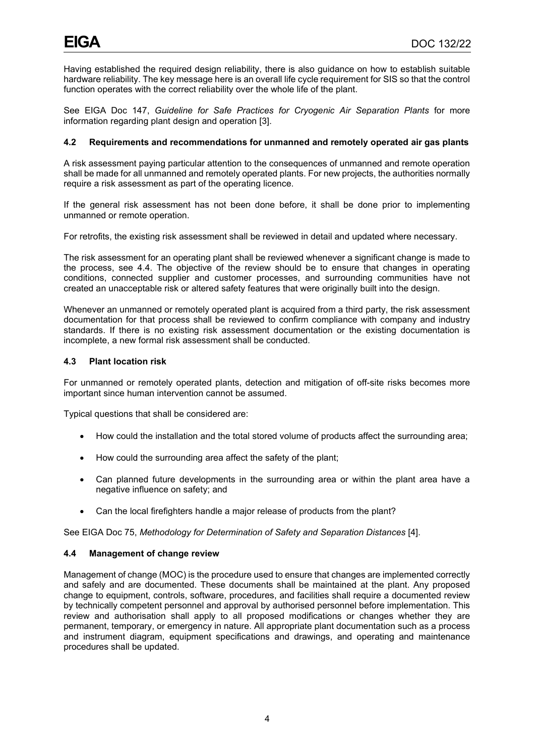Having established the required design reliability, there is also guidance on how to establish suitable hardware reliability. The key message here is an overall life cycle requirement for SIS so that the control function operates with the correct reliability over the whole life of the plant.

See EIGA Doc 147, *Guideline for Safe Practices for Cryogenic Air Separation Plants* for more information regarding plant design and operation [3].

### 4.2 Requirements and recommendations for unmanned and remotely operated air gas plants

A risk assessment paying particular attention to the consequences of unmanned and remote operation shall be made for all unmanned and remotely operated plants. For new projects, the authorities normally require a risk assessment as part of the operating licence.

If the general risk assessment has not been done before, it shall be done prior to implementing unmanned or remote operation.

For retrofits, the existing risk assessment shall be reviewed in detail and updated where necessary.

The risk assessment for an operating plant shall be reviewed whenever a significant change is made to the process, see 4.4. The objective of the review should be to ensure that changes in operating conditions, connected supplier and customer processes, and surrounding communities have not created an unacceptable risk or altered safety features that were originally built into the design.

Whenever an unmanned or remotely operated plant is acquired from a third party, the risk assessment documentation for that process shall be reviewed to confirm compliance with company and industry standards. If there is no existing risk assessment documentation or the existing documentation is incomplete, a new formal risk assessment shall be conducted.

### 4.3 Plant location risk

For unmanned or remotely operated plants, detection and mitigation of off-site risks becomes more important since human intervention cannot be assumed.

Typical questions that shall be considered are:

- How could the installation and the total stored volume of products affect the surrounding area;
- How could the surrounding area affect the safety of the plant;
- Can planned future developments in the surrounding area or within the plant area have a negative influence on safety; and
- Can the local firefighters handle a major release of products from the plant?

See EIGA Doc 75, *Methodology for Determination of Safety and Separation Distances* [4].

### 4.4 Management of change review

Management of change (MOC) is the procedure used to ensure that changes are implemented correctly and safely and are documented. These documents shall be maintained at the plant. Any proposed change to equipment, controls, software, procedures, and facilities shall require a documented review by technically competent personnel and approval by authorised personnel before implementation. This review and authorisation shall apply to all proposed modifications or changes whether they are permanent, temporary, or emergency in nature. All appropriate plant documentation such as a process and instrument diagram, equipment specifications and drawings, and operating and maintenance procedures shall be updated.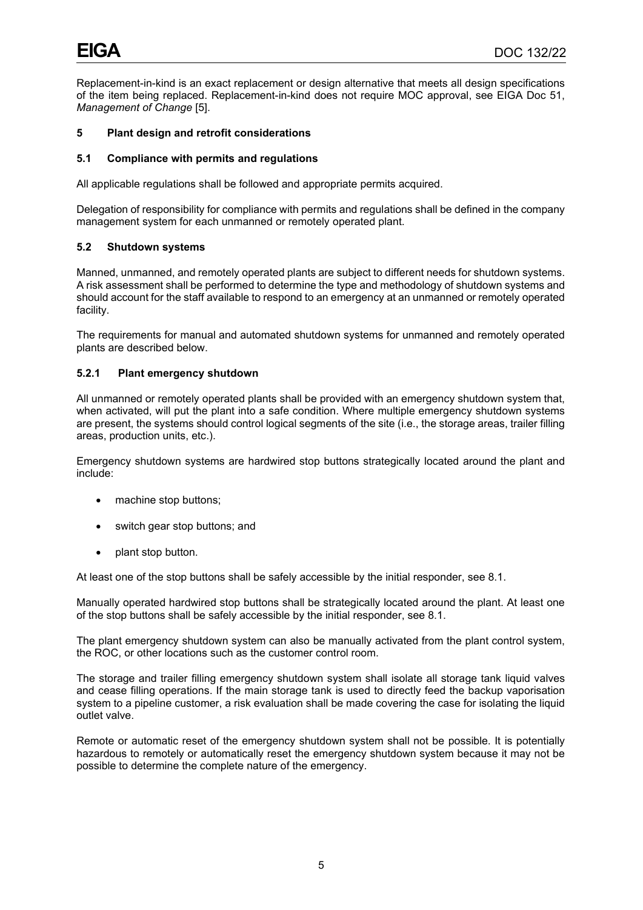Replacement-in-kind is an exact replacement or design alternative that meets all design specifications of the item being replaced. Replacement-in-kind does not require MOC approval, see EIGA Doc 51, *Management of Change* [5].

## 5 Plant design and retrofit considerations

### 5.1 Compliance with permits and regulations

All applicable regulations shall be followed and appropriate permits acquired.

Delegation of responsibility for compliance with permits and regulations shall be defined in the company management system for each unmanned or remotely operated plant.

### 5.2 Shutdown systems

Manned, unmanned, and remotely operated plants are subject to different needs for shutdown systems. A risk assessment shall be performed to determine the type and methodology of shutdown systems and should account for the staff available to respond to an emergency at an unmanned or remotely operated facility.

The requirements for manual and automated shutdown systems for unmanned and remotely operated plants are described below.

#### 5.2.1 Plant emergency shutdown

All unmanned or remotely operated plants shall be provided with an emergency shutdown system that, when activated, will put the plant into a safe condition. Where multiple emergency shutdown systems are present, the systems should control logical segments of the site (i.e., the storage areas, trailer filling areas, production units, etc.).

Emergency shutdown systems are hardwired stop buttons strategically located around the plant and include:

- machine stop buttons;
- switch gear stop buttons; and
- plant stop button.

At least one of the stop buttons shall be safely accessible by the initial responder, see 8.1.

Manually operated hardwired stop buttons shall be strategically located around the plant. At least one of the stop buttons shall be safely accessible by the initial responder, see 8.1.

The plant emergency shutdown system can also be manually activated from the plant control system, the ROC, or other locations such as the customer control room.

The storage and trailer filling emergency shutdown system shall isolate all storage tank liquid valves and cease filling operations. If the main storage tank is used to directly feed the backup vaporisation system to a pipeline customer, a risk evaluation shall be made covering the case for isolating the liquid outlet valve.

Remote or automatic reset of the emergency shutdown system shall not be possible. It is potentially hazardous to remotely or automatically reset the emergency shutdown system because it may not be possible to determine the complete nature of the emergency.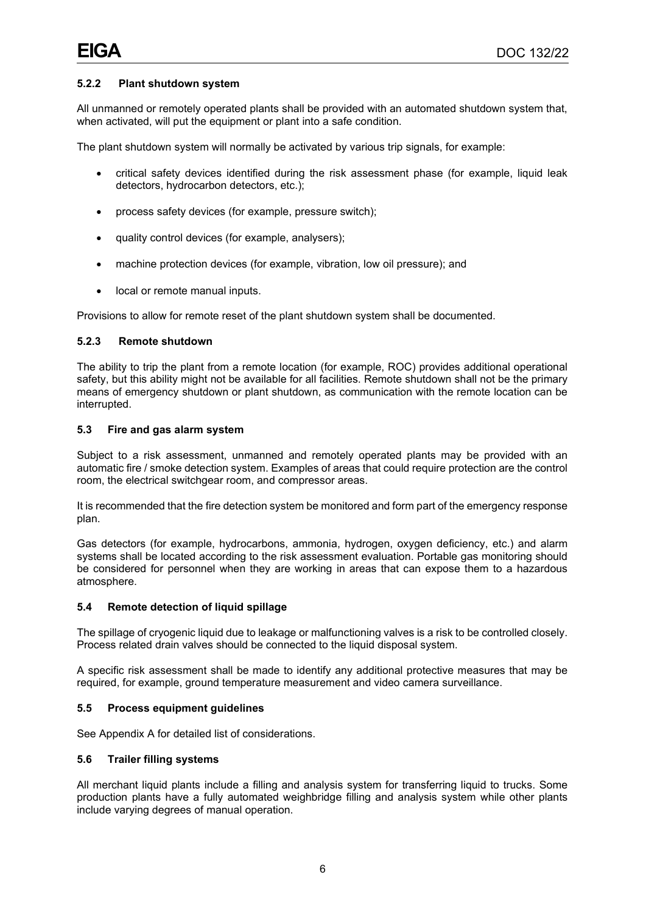#### 5.2.2 Plant shutdown system

All unmanned or remotely operated plants shall be provided with an automated shutdown system that, when activated, will put the equipment or plant into a safe condition.

The plant shutdown system will normally be activated by various trip signals, for example:

- critical safety devices identified during the risk assessment phase (for example, liquid leak detectors, hydrocarbon detectors, etc.);
- process safety devices (for example, pressure switch);
- quality control devices (for example, analysers);
- machine protection devices (for example, vibration, low oil pressure); and
- local or remote manual inputs.

Provisions to allow for remote reset of the plant shutdown system shall be documented.

#### 5.2.3 Remote shutdown

The ability to trip the plant from a remote location (for example, ROC) provides additional operational safety, but this ability might not be available for all facilities. Remote shutdown shall not be the primary means of emergency shutdown or plant shutdown, as communication with the remote location can be interrupted.

### 5.3 Fire and gas alarm system

Subject to a risk assessment, unmanned and remotely operated plants may be provided with an automatic fire / smoke detection system. Examples of areas that could require protection are the control room, the electrical switchgear room, and compressor areas.

It is recommended that the fire detection system be monitored and form part of the emergency response plan.

Gas detectors (for example, hydrocarbons, ammonia, hydrogen, oxygen deficiency, etc.) and alarm systems shall be located according to the risk assessment evaluation. Portable gas monitoring should be considered for personnel when they are working in areas that can expose them to a hazardous atmosphere.

### 5.4 Remote detection of liquid spillage

The spillage of cryogenic liquid due to leakage or malfunctioning valves is a risk to be controlled closely. Process related drain valves should be connected to the liquid disposal system.

A specific risk assessment shall be made to identify any additional protective measures that may be required, for example, ground temperature measurement and video camera surveillance.

### 5.5 Process equipment guidelines

See Appendix A for detailed list of considerations.

### 5.6 Trailer filling systems

All merchant liquid plants include a filling and analysis system for transferring liquid to trucks. Some production plants have a fully automated weighbridge filling and analysis system while other plants include varying degrees of manual operation.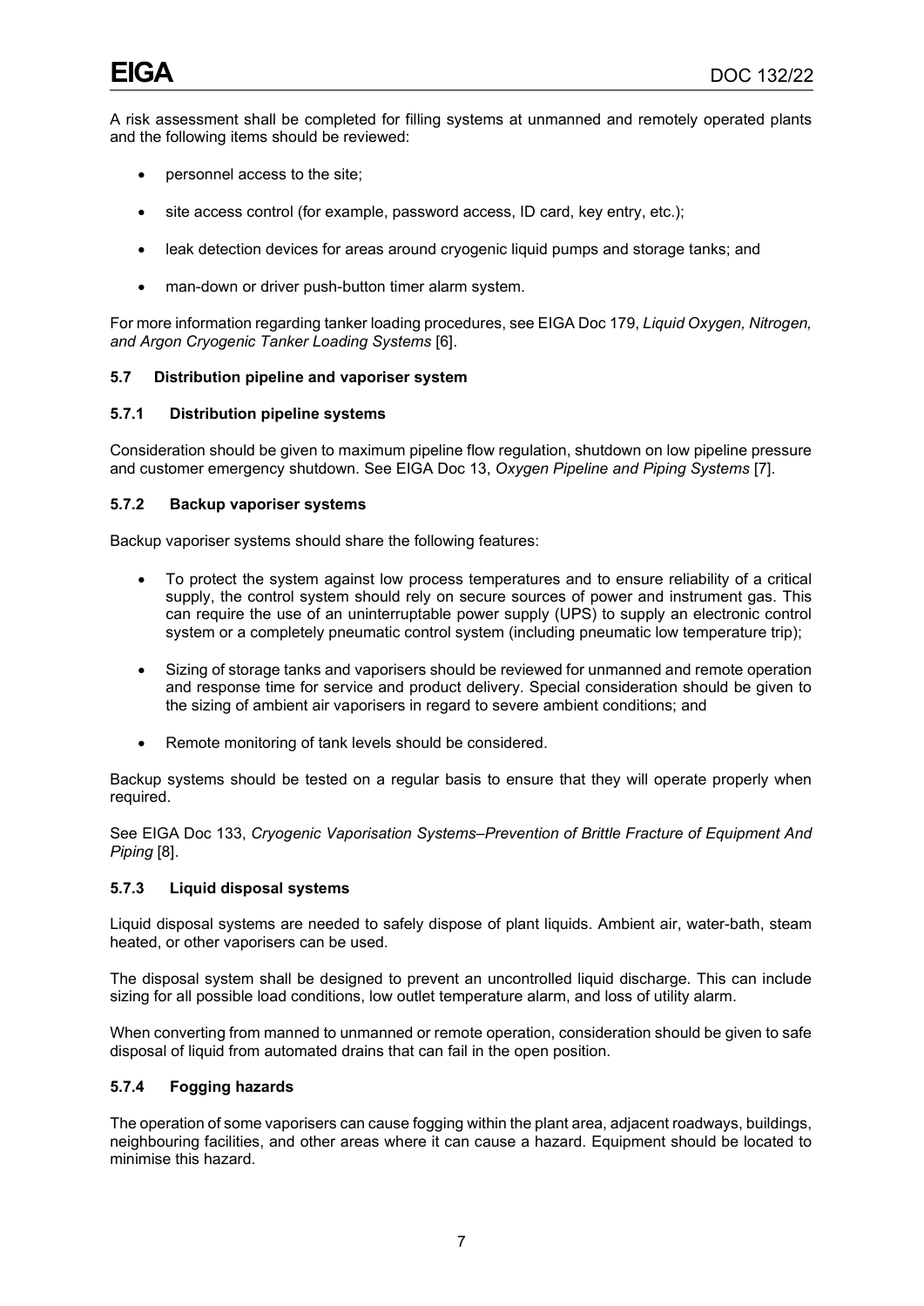A risk assessment shall be completed for filling systems at unmanned and remotely operated plants and the following items should be reviewed:

- personnel access to the site;
- site access control (for example, password access, ID card, key entry, etc.);
- leak detection devices for areas around cryogenic liquid pumps and storage tanks; and
- man-down or driver push-button timer alarm system.

For more information regarding tanker loading procedures, see EIGA Doc 179, *Liquid Oxygen, Nitrogen, and Argon Cryogenic Tanker Loading Systems* [6].

### 5.7 Distribution pipeline and vaporiser system

#### 5.7.1 Distribution pipeline systems

Consideration should be given to maximum pipeline flow regulation, shutdown on low pipeline pressure and customer emergency shutdown. See EIGA Doc 13, *Oxygen Pipeline and Piping Systems* [7].

#### 5.7.2 Backup vaporiser systems

Backup vaporiser systems should share the following features:

- To protect the system against low process temperatures and to ensure reliability of a critical supply, the control system should rely on secure sources of power and instrument gas. This can require the use of an uninterruptable power supply (UPS) to supply an electronic control system or a completely pneumatic control system (including pneumatic low temperature trip);
- Sizing of storage tanks and vaporisers should be reviewed for unmanned and remote operation and response time for service and product delivery. Special consideration should be given to the sizing of ambient air vaporisers in regard to severe ambient conditions; and
- Remote monitoring of tank levels should be considered.

Backup systems should be tested on a regular basis to ensure that they will operate properly when required.

See EIGA Doc 133, *Cryogenic Vaporisation Systems–Prevention of Brittle Fracture of Equipment And Piping* [8].

#### 5.7.3 Liquid disposal systems

Liquid disposal systems are needed to safely dispose of plant liquids. Ambient air, water-bath, steam heated, or other vaporisers can be used.

The disposal system shall be designed to prevent an uncontrolled liquid discharge. This can include sizing for all possible load conditions, low outlet temperature alarm, and loss of utility alarm.

When converting from manned to unmanned or remote operation, consideration should be given to safe disposal of liquid from automated drains that can fail in the open position.

#### 5.7.4 Fogging hazards

The operation of some vaporisers can cause fogging within the plant area, adjacent roadways, buildings, neighbouring facilities, and other areas where it can cause a hazard. Equipment should be located to minimise this hazard.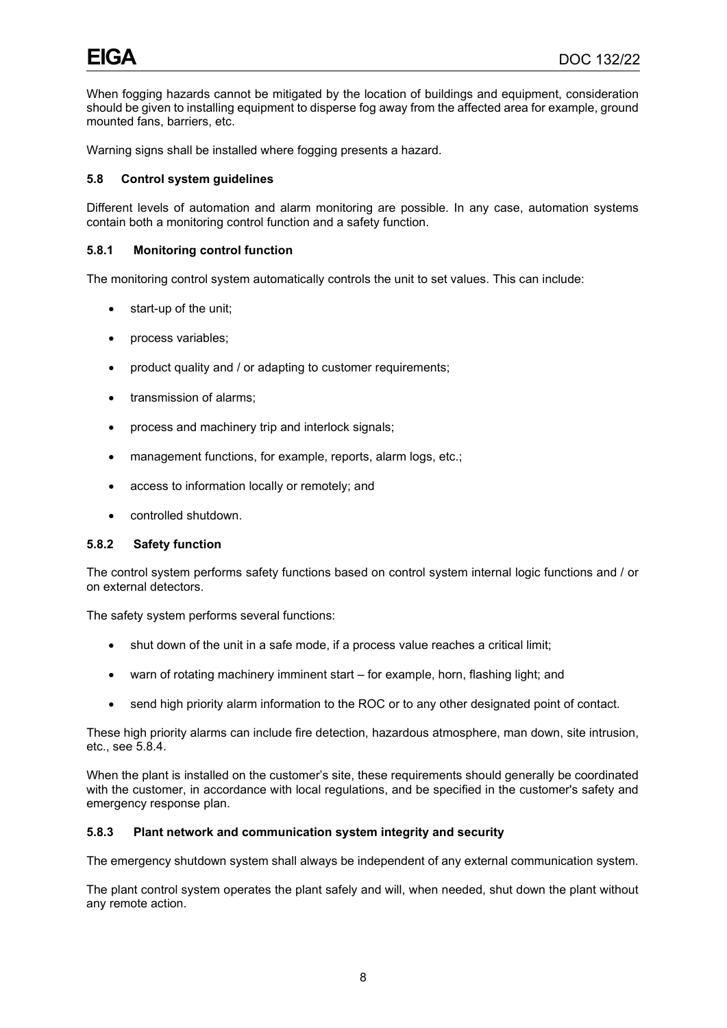When fogging hazards cannot be mitigated by the location of buildings and equipment, consideration should be given to installing equipment to disperse fog away from the affected area for example, ground mounted fans, barriers, etc.

Warning signs shall be installed where fogging presents a hazard.

### 5.8 Control system guidelines

Different levels of automation and alarm monitoring are possible. In any case, automation systems contain both a monitoring control function and a safety function.

#### 5.8.1 Monitoring control function

The monitoring control system automatically controls the unit to set values. This can include:

- start-up of the unit;
- process variables;
- product quality and / or adapting to customer requirements;
- transmission of alarms;
- process and machinery trip and interlock signals;
- management functions, for example, reports, alarm logs, etc.;
- access to information locally or remotely; and
- controlled shutdown.

#### 5.8.2 Safety function

The control system performs safety functions based on control system internal logic functions and / or on external detectors.

The safety system performs several functions:

- shut down of the unit in a safe mode, if a process value reaches a critical limit;
- warn of rotating machinery imminent start – for example, horn, flashing light; and
- send high priority alarm information to the ROC or to any other designated point of contact.

These high priority alarms can include fire detection, hazardous atmosphere, man down, site intrusion, etc., see 5.8.4.

When the plant is installed on the customer's site, these requirements should generally be coordinated with the customer, in accordance with local regulations, and be specified in the customer's safety and emergency response plan.

#### 5.8.3 Plant network and communication system integrity and security

The emergency shutdown system shall always be independent of any external communication system.

The plant control system operates the plant safely and will, when needed, shut down the plant without any remote action.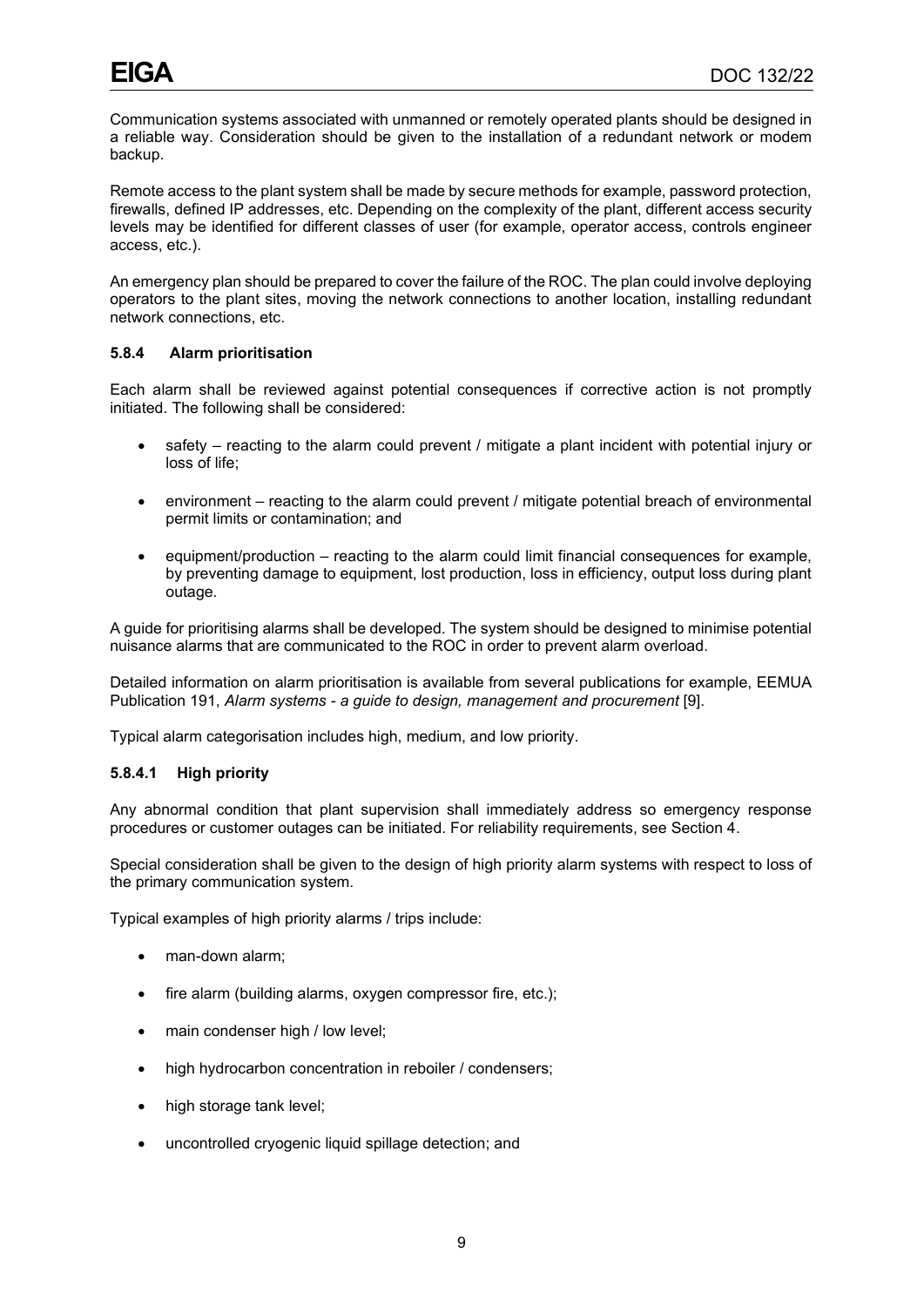Communication systems associated with unmanned or remotely operated plants should be designed in a reliable way. Consideration should be given to the installation of a redundant network or modem backup.

Remote access to the plant system shall be made by secure methods for example, password protection, firewalls, defined IP addresses, etc. Depending on the complexity of the plant, different access security levels may be identified for different classes of user (for example, operator access, controls engineer access, etc.).

An emergency plan should be prepared to cover the failure of the ROC. The plan could involve deploying operators to the plant sites, moving the network connections to another location, installing redundant network connections, etc.

### 5.8.4 Alarm prioritisation

Each alarm shall be reviewed against potential consequences if corrective action is not promptly initiated. The following shall be considered:

- safety – reacting to the alarm could prevent / mitigate a plant incident with potential injury or loss of life;
- environment – reacting to the alarm could prevent / mitigate potential breach of environmental permit limits or contamination; and
- equipment/production – reacting to the alarm could limit financial consequences for example, by preventing damage to equipment, lost production, loss in efficiency, output loss during plant outage.

A guide for prioritising alarms shall be developed. The system should be designed to minimise potential nuisance alarms that are communicated to the ROC in order to prevent alarm overload.

Detailed information on alarm prioritisation is available from several publications for example, EEMUA Publication 191, *Alarm systems - a guide to design, management and procurement* [9].

Typical alarm categorisation includes high, medium, and low priority.

#### 5.8.4.1 High priority

Any abnormal condition that plant supervision shall immediately address so emergency response procedures or customer outages can be initiated. For reliability requirements, see Section 4.

Special consideration shall be given to the design of high priority alarm systems with respect to loss of the primary communication system.

Typical examples of high priority alarms / trips include:

- man-down alarm;
- fire alarm (building alarms, oxygen compressor fire, etc.);
- main condenser high / low level;
- high hydrocarbon concentration in reboiler / condensers;
- high storage tank level;
- uncontrolled cryogenic liquid spillage detection; and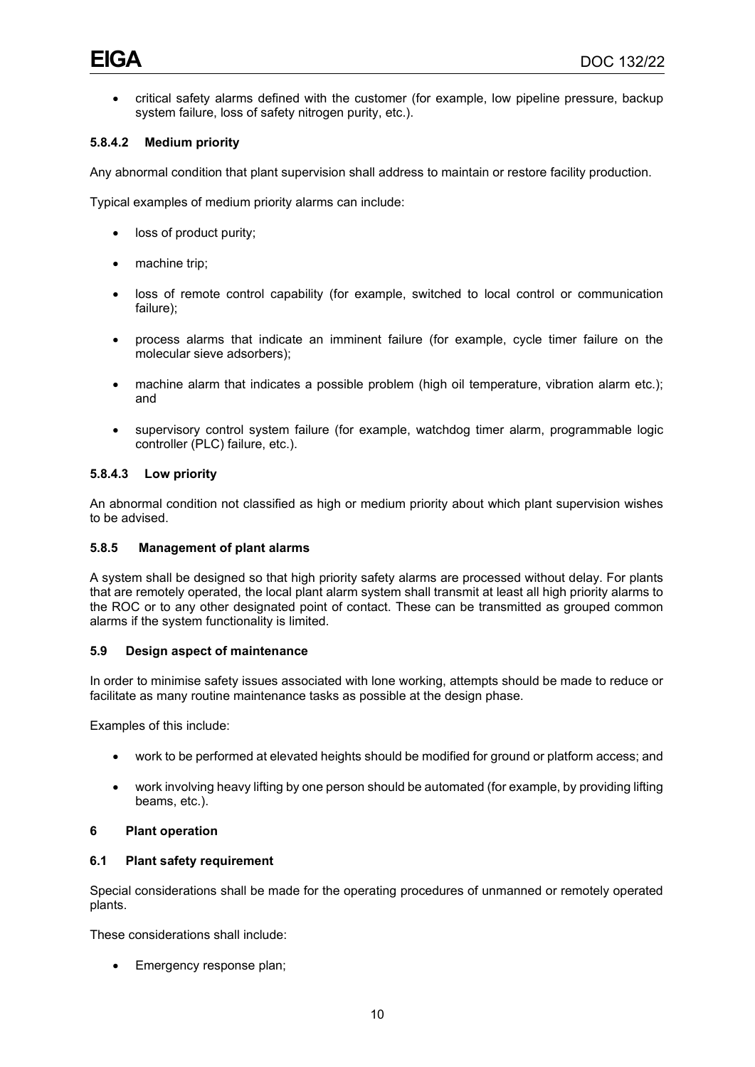- critical safety alarms defined with the customer (for example, low pipeline pressure, backup system failure, loss of safety nitrogen purity, etc.).

#### 5.8.4.2 Medium priority

Any abnormal condition that plant supervision shall address to maintain or restore facility production.

Typical examples of medium priority alarms can include:

- loss of product purity;
- machine trip;
- loss of remote control capability (for example, switched to local control or communication failure);
- process alarms that indicate an imminent failure (for example, cycle timer failure on the molecular sieve adsorbers);
- machine alarm that indicates a possible problem (high oil temperature, vibration alarm etc.); and
- supervisory control system failure (for example, watchdog timer alarm, programmable logic controller (PLC) failure, etc.).

#### 5.8.4.3 Low priority

An abnormal condition not classified as high or medium priority about which plant supervision wishes to be advised.

### 5.8.5 Management of plant alarms

A system shall be designed so that high priority safety alarms are processed without delay. For plants that are remotely operated, the local plant alarm system shall transmit at least all high priority alarms to the ROC or to any other designated point of contact. These can be transmitted as grouped common alarms if the system functionality is limited.

## 5.9 Design aspect of maintenance

In order to minimise safety issues associated with lone working, attempts should be made to reduce or facilitate as many routine maintenance tasks as possible at the design phase.

Examples of this include:

- work to be performed at elevated heights should be modified for ground or platform access; and
- work involving heavy lifting by one person should be automated (for example, by providing lifting beams, etc.).

# 6 Plant operation

## 6.1 Plant safety requirement

Special considerations shall be made for the operating procedures of unmanned or remotely operated plants.

These considerations shall include:

- Emergency response plan;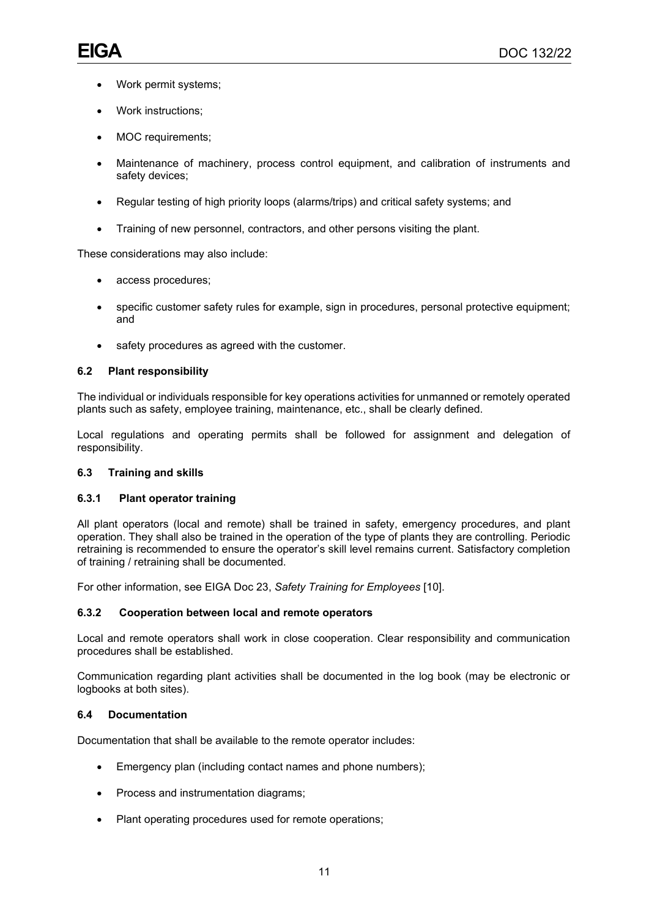- Work permit systems;
- Work instructions;
- MOC requirements;
- Maintenance of machinery, process control equipment, and calibration of instruments and safety devices;
- Regular testing of high priority loops (alarms/trips) and critical safety systems; and
- Training of new personnel, contractors, and other persons visiting the plant.

These considerations may also include:

- access procedures;
- specific customer safety rules for example, sign in procedures, personal protective equipment; and
- safety procedures as agreed with the customer.

### 6.2 Plant responsibility

The individual or individuals responsible for key operations activities for unmanned or remotely operated plants such as safety, employee training, maintenance, etc., shall be clearly defined.

Local regulations and operating permits shall be followed for assignment and delegation of responsibility.

### 6.3 Training and skills

#### 6.3.1 Plant operator training

All plant operators (local and remote) shall be trained in safety, emergency procedures, and plant operation. They shall also be trained in the operation of the type of plants they are controlling. Periodic retraining is recommended to ensure the operator's skill level remains current. Satisfactory completion of training / retraining shall be documented.

For other information, see EIGA Doc 23, *Safety Training for Employees* [10].

#### 6.3.2 Cooperation between local and remote operators

Local and remote operators shall work in close cooperation. Clear responsibility and communication procedures shall be established.

Communication regarding plant activities shall be documented in the log book (may be electronic or logbooks at both sites).

### 6.4 Documentation

Documentation that shall be available to the remote operator includes:

- Emergency plan (including contact names and phone numbers);
- Process and instrumentation diagrams;
- Plant operating procedures used for remote operations;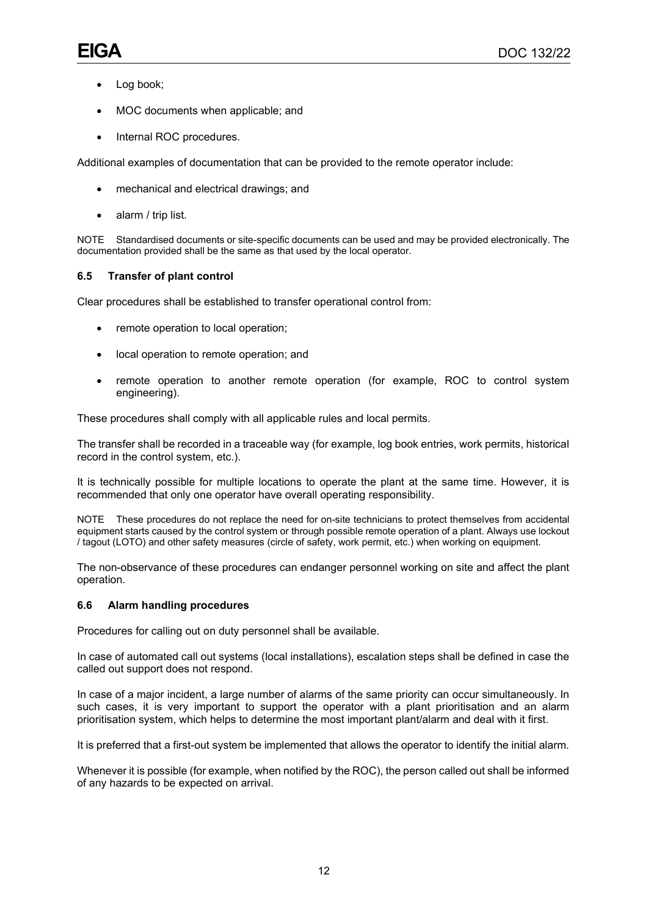- Log book;
- MOC documents when applicable; and
- Internal ROC procedures.

Additional examples of documentation that can be provided to the remote operator include:

- mechanical and electrical drawings; and
- alarm / trip list.

NOTE Standardised documents or site-specific documents can be used and may be provided electronically. The documentation provided shall be the same as that used by the local operator.

### 6.5 Transfer of plant control

Clear procedures shall be established to transfer operational control from:

- remote operation to local operation;
- local operation to remote operation; and
- remote operation to another remote operation (for example, ROC to control system engineering).

These procedures shall comply with all applicable rules and local permits.

The transfer shall be recorded in a traceable way (for example, log book entries, work permits, historical record in the control system, etc.).

It is technically possible for multiple locations to operate the plant at the same time. However, it is recommended that only one operator have overall operating responsibility.

NOTE These procedures do not replace the need for on-site technicians to protect themselves from accidental equipment starts caused by the control system or through possible remote operation of a plant. Always use lockout / tagout (LOTO) and other safety measures (circle of safety, work permit, etc.) when working on equipment.

The non-observance of these procedures can endanger personnel working on site and affect the plant operation.

### 6.6 Alarm handling procedures

Procedures for calling out on duty personnel shall be available.

In case of automated call out systems (local installations), escalation steps shall be defined in case the called out support does not respond.

In case of a major incident, a large number of alarms of the same priority can occur simultaneously. In such cases, it is very important to support the operator with a plant prioritisation and an alarm prioritisation system, which helps to determine the most important plant/alarm and deal with it first.

It is preferred that a first-out system be implemented that allows the operator to identify the initial alarm.

Whenever it is possible (for example, when notified by the ROC), the person called out shall be informed of any hazards to be expected on arrival.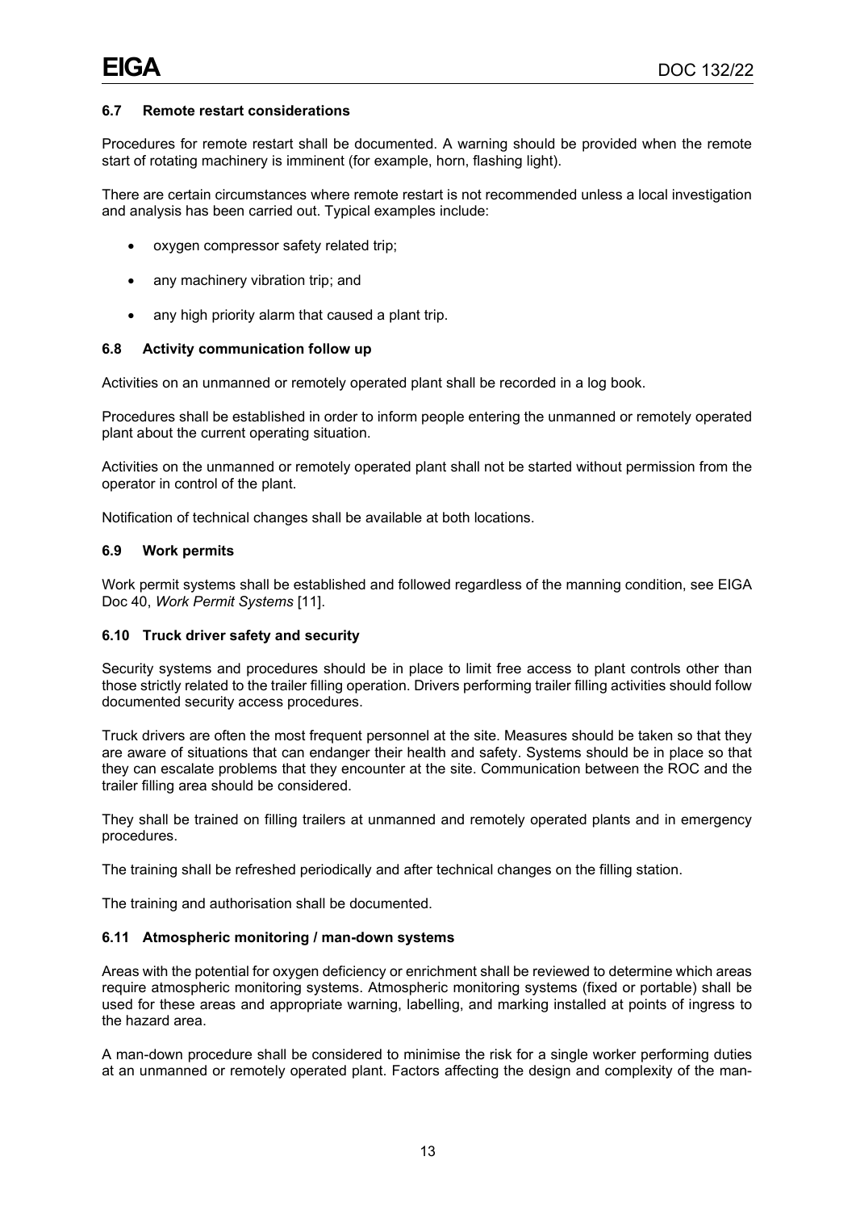### 6.7 Remote restart considerations

Procedures for remote restart shall be documented. A warning should be provided when the remote start of rotating machinery is imminent (for example, horn, flashing light).

There are certain circumstances where remote restart is not recommended unless a local investigation and analysis has been carried out. Typical examples include:

- oxygen compressor safety related trip;
- any machinery vibration trip; and
- any high priority alarm that caused a plant trip.

### 6.8 Activity communication follow up

Activities on an unmanned or remotely operated plant shall be recorded in a log book.

Procedures shall be established in order to inform people entering the unmanned or remotely operated plant about the current operating situation.

Activities on the unmanned or remotely operated plant shall not be started without permission from the operator in control of the plant.

Notification of technical changes shall be available at both locations.

### 6.9 Work permits

Work permit systems shall be established and followed regardless of the manning condition, see EIGA Doc 40, *Work Permit Systems* [11].

### 6.10 Truck driver safety and security

Security systems and procedures should be in place to limit free access to plant controls other than those strictly related to the trailer filling operation. Drivers performing trailer filling activities should follow documented security access procedures.

Truck drivers are often the most frequent personnel at the site. Measures should be taken so that they are aware of situations that can endanger their health and safety. Systems should be in place so that they can escalate problems that they encounter at the site. Communication between the ROC and the trailer filling area should be considered.

They shall be trained on filling trailers at unmanned and remotely operated plants and in emergency procedures.

The training shall be refreshed periodically and after technical changes on the filling station.

The training and authorisation shall be documented.

### 6.11 Atmospheric monitoring / man-down systems

Areas with the potential for oxygen deficiency or enrichment shall be reviewed to determine which areas require atmospheric monitoring systems. Atmospheric monitoring systems (fixed or portable) shall be used for these areas and appropriate warning, labelling, and marking installed at points of ingress to the hazard area.

A man-down procedure shall be considered to minimise the risk for a single worker performing duties at an unmanned or remotely operated plant. Factors affecting the design and complexity of the man-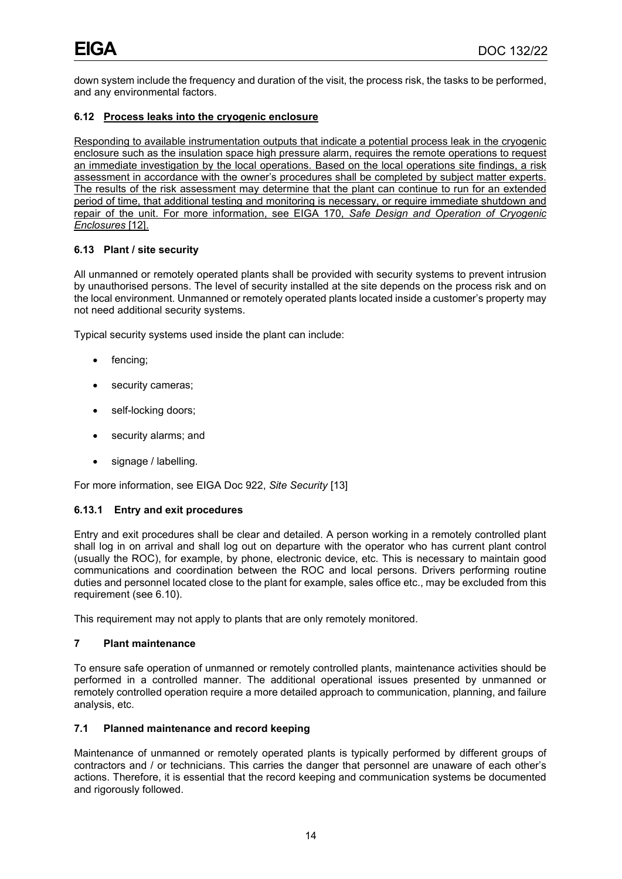down system include the frequency and duration of the visit, the process risk, the tasks to be performed, and any environmental factors.

### 6.12 Process leaks into the cryogenic enclosure

Responding to available instrumentation outputs that indicate a potential process leak in the cryogenic enclosure such as the insulation space high pressure alarm, requires the remote operations to request an immediate investigation by the local operations. Based on the local operations site findings, a risk assessment in accordance with the owner's procedures shall be completed by subject matter experts. The results of the risk assessment may determine that the plant can continue to run for an extended period of time, that additional testing and monitoring is necessary, or require immediate shutdown and repair of the unit. For more information, see EIGA 170, *Safe Design and Operation of Cryogenic Enclosures* [12].

### 6.13 Plant / site security

All unmanned or remotely operated plants shall be provided with security systems to prevent intrusion by unauthorised persons. The level of security installed at the site depends on the process risk and on the local environment. Unmanned or remotely operated plants located inside a customer's property may not need additional security systems.

Typical security systems used inside the plant can include:

- fencing;
- security cameras;
- self-locking doors;
- security alarms; and
- signage / labelling.

For more information, see EIGA Doc 922, *Site Security* [13]

#### 6.13.1 Entry and exit procedures

Entry and exit procedures shall be clear and detailed. A person working in a remotely controlled plant shall log in on arrival and shall log out on departure with the operator who has current plant control (usually the ROC), for example, by phone, electronic device, etc. This is necessary to maintain good communications and coordination between the ROC and local persons. Drivers performing routine duties and personnel located close to the plant for example, sales office etc., may be excluded from this requirement (see 6.10).

This requirement may not apply to plants that are only remotely monitored.

## 7 Plant maintenance

To ensure safe operation of unmanned or remotely controlled plants, maintenance activities should be performed in a controlled manner. The additional operational issues presented by unmanned or remotely controlled operation require a more detailed approach to communication, planning, and failure analysis, etc.

### 7.1 Planned maintenance and record keeping

Maintenance of unmanned or remotely operated plants is typically performed by different groups of contractors and / or technicians. This carries the danger that personnel are unaware of each other's actions. Therefore, it is essential that the record keeping and communication systems be documented and rigorously followed.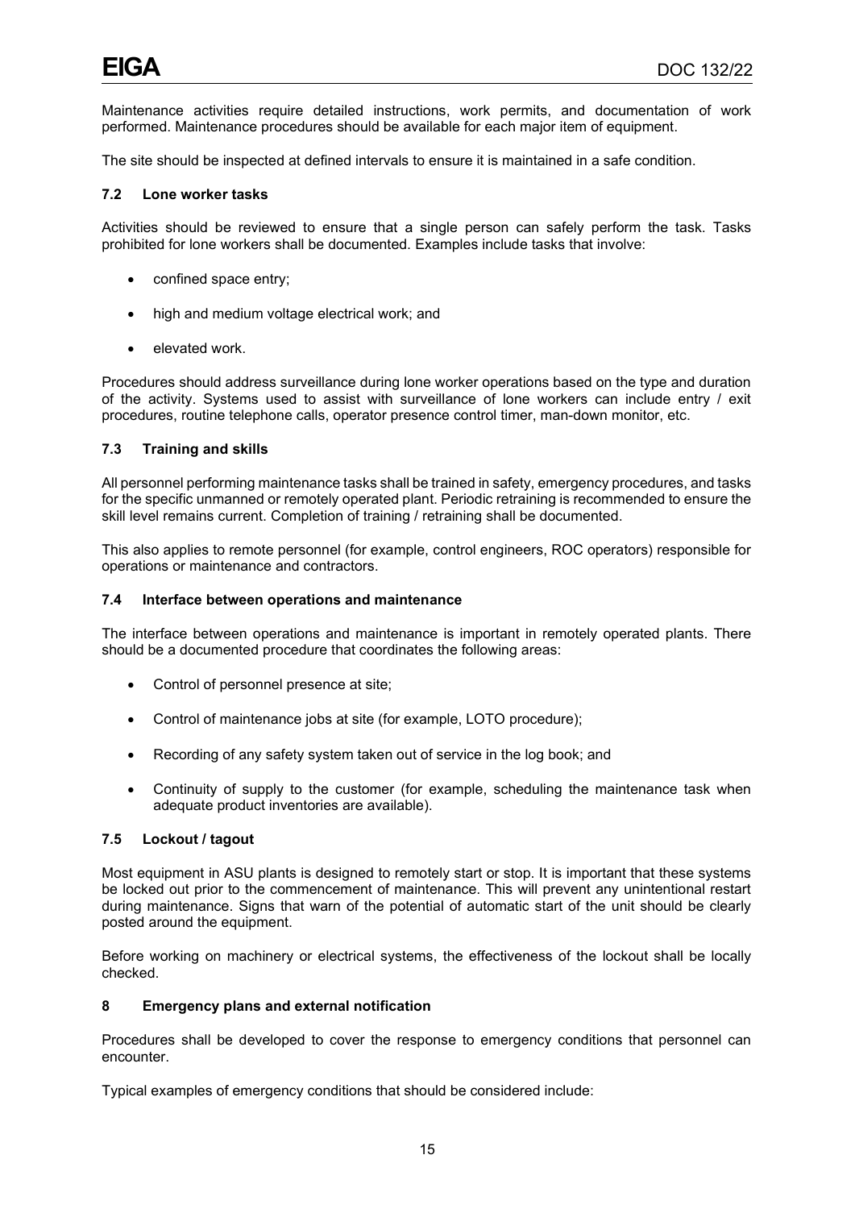Maintenance activities require detailed instructions, work permits, and documentation of work performed. Maintenance procedures should be available for each major item of equipment.

The site should be inspected at defined intervals to ensure it is maintained in a safe condition.

### 7.2 Lone worker tasks

Activities should be reviewed to ensure that a single person can safely perform the task. Tasks prohibited for lone workers shall be documented. Examples include tasks that involve:

- confined space entry;
- high and medium voltage electrical work; and
- elevated work.

Procedures should address surveillance during lone worker operations based on the type and duration of the activity. Systems used to assist with surveillance of lone workers can include entry / exit procedures, routine telephone calls, operator presence control timer, man-down monitor, etc.

### 7.3 Training and skills

All personnel performing maintenance tasks shall be trained in safety, emergency procedures, and tasks for the specific unmanned or remotely operated plant. Periodic retraining is recommended to ensure the skill level remains current. Completion of training / retraining shall be documented.

This also applies to remote personnel (for example, control engineers, ROC operators) responsible for operations or maintenance and contractors.

### 7.4 Interface between operations and maintenance

The interface between operations and maintenance is important in remotely operated plants. There should be a documented procedure that coordinates the following areas:

- Control of personnel presence at site;
- Control of maintenance jobs at site (for example, LOTO procedure);
- Recording of any safety system taken out of service in the log book; and
- Continuity of supply to the customer (for example, scheduling the maintenance task when adequate product inventories are available).

### 7.5 Lockout / tagout

Most equipment in ASU plants is designed to remotely start or stop. It is important that these systems be locked out prior to the commencement of maintenance. This will prevent any unintentional restart during maintenance. Signs that warn of the potential of automatic start of the unit should be clearly posted around the equipment.

Before working on machinery or electrical systems, the effectiveness of the lockout shall be locally checked.

## 8 Emergency plans and external notification

Procedures shall be developed to cover the response to emergency conditions that personnel can encounter.

Typical examples of emergency conditions that should be considered include: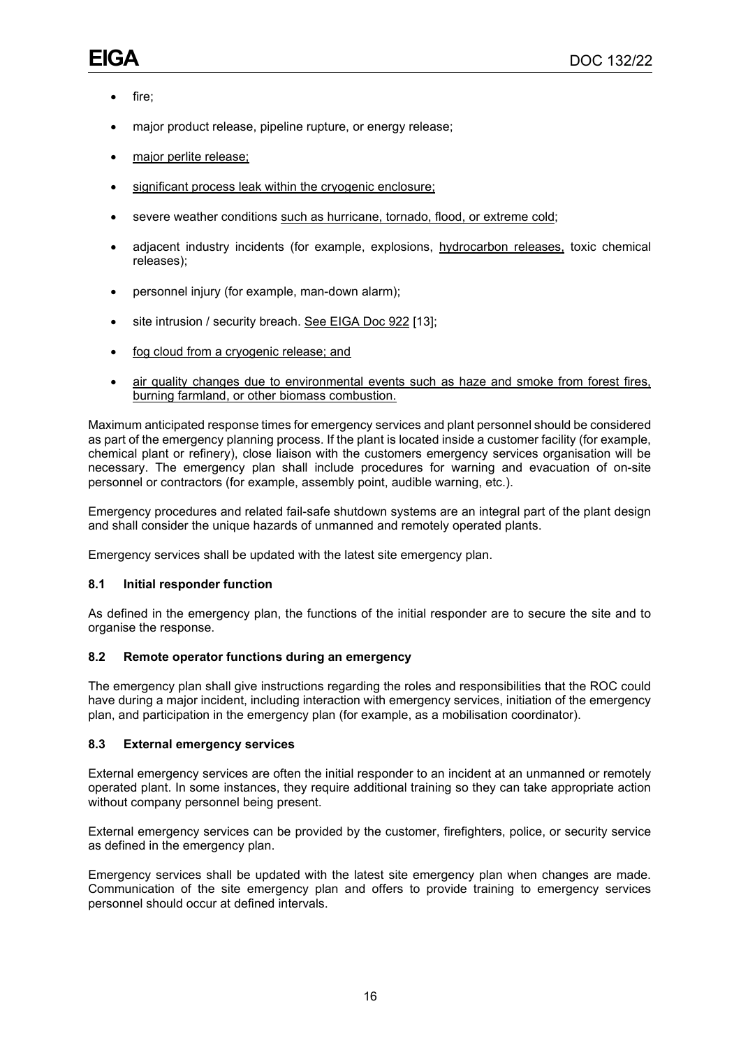- fire;
- major product release, pipeline rupture, or energy release;
- major perlite release;
- significant process leak within the cryogenic enclosure;
- severe weather conditions such as hurricane, tornado, flood, or extreme cold;
- adjacent industry incidents (for example, explosions, hydrocarbon releases, toxic chemical releases);
- personnel injury (for example, man-down alarm);
- site intrusion / security breach. See EIGA Doc 922 [13];
- fog cloud from a cryogenic release; and
- air quality changes due to environmental events such as haze and smoke from forest fires, burning farmland, or other biomass combustion.

Maximum anticipated response times for emergency services and plant personnel should be considered as part of the emergency planning process. If the plant is located inside a customer facility (for example, chemical plant or refinery), close liaison with the customers emergency services organisation will be necessary. The emergency plan shall include procedures for warning and evacuation of on-site personnel or contractors (for example, assembly point, audible warning, etc.).

Emergency procedures and related fail-safe shutdown systems are an integral part of the plant design and shall consider the unique hazards of unmanned and remotely operated plants.

Emergency services shall be updated with the latest site emergency plan.

### 8.1 Initial responder function

As defined in the emergency plan, the functions of the initial responder are to secure the site and to organise the response.

### 8.2 Remote operator functions during an emergency

The emergency plan shall give instructions regarding the roles and responsibilities that the ROC could have during a major incident, including interaction with emergency services, initiation of the emergency plan, and participation in the emergency plan (for example, as a mobilisation coordinator).

### 8.3 External emergency services

External emergency services are often the initial responder to an incident at an unmanned or remotely operated plant. In some instances, they require additional training so they can take appropriate action without company personnel being present.

External emergency services can be provided by the customer, firefighters, police, or security service as defined in the emergency plan.

Emergency services shall be updated with the latest site emergency plan when changes are made. Communication of the site emergency plan and offers to provide training to emergency services personnel should occur at defined intervals.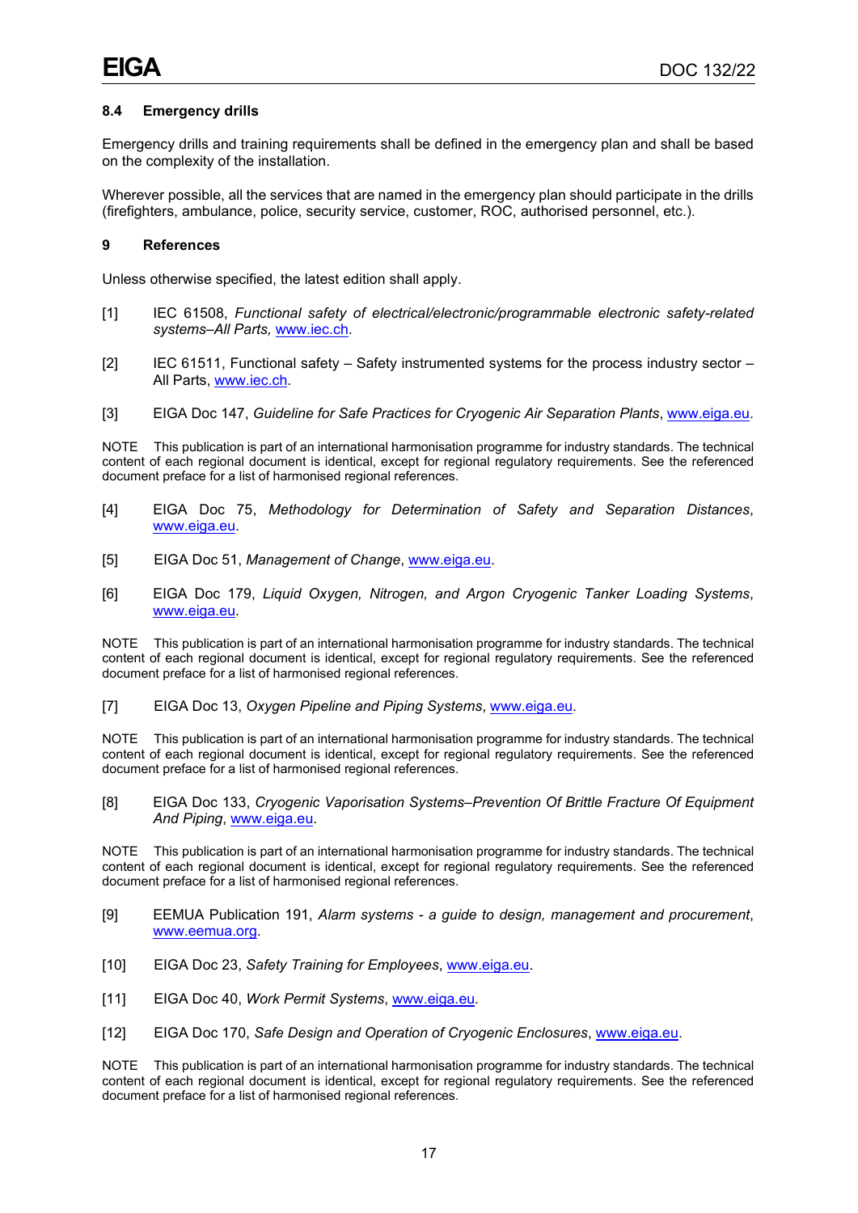### 8.4 Emergency drills

Emergency drills and training requirements shall be defined in the emergency plan and shall be based on the complexity of the installation.

Wherever possible, all the services that are named in the emergency plan should participate in the drills (firefighters, ambulance, police, security service, customer, ROC, authorised personnel, etc.).

## 9 References

Unless otherwise specified, the latest edition shall apply.

[1] IEC 61508, *Functional safety of electrical/electronic/programmable electronic safety-related systems–All Parts,* www.iec.ch.

[2] IEC 61511, Functional safety – Safety instrumented systems for the process industry sector – All Parts, www.iec.ch.

[3] EIGA Doc 147, *Guideline for Safe Practices for Cryogenic Air Separation Plants*, www.eiga.eu.

NOTE This publication is part of an international harmonisation programme for industry standards. The technical content of each regional document is identical, except for regional regulatory requirements. See the referenced document preface for a list of harmonised regional references.

[4] EIGA Doc 75, *Methodology for Determination of Safety and Separation Distances*, www.eiga.eu.

[5] EIGA Doc 51, *Management of Change*, www.eiga.eu.

[6] EIGA Doc 179, *Liquid Oxygen, Nitrogen, and Argon Cryogenic Tanker Loading Systems*, www.eiga.eu.

NOTE This publication is part of an international harmonisation programme for industry standards. The technical content of each regional document is identical, except for regional regulatory requirements. See the referenced document preface for a list of harmonised regional references.

[7] EIGA Doc 13, *Oxygen Pipeline and Piping Systems*, www.eiga.eu.

NOTE This publication is part of an international harmonisation programme for industry standards. The technical content of each regional document is identical, except for regional regulatory requirements. See the referenced document preface for a list of harmonised regional references.

[8] EIGA Doc 133, *Cryogenic Vaporisation Systems–Prevention Of Brittle Fracture Of Equipment And Piping*, www.eiga.eu.

NOTE This publication is part of an international harmonisation programme for industry standards. The technical content of each regional document is identical, except for regional regulatory requirements. See the referenced document preface for a list of harmonised regional references.

[9] EEMUA Publication 191, *Alarm systems - a guide to design, management and procurement*, www.eemua.org.

[10] EIGA Doc 23, *Safety Training for Employees*, www.eiga.eu.

[11] EIGA Doc 40, *Work Permit Systems*, www.eiga.eu.

[12] EIGA Doc 170, *Safe Design and Operation of Cryogenic Enclosures*, www.eiga.eu.

NOTE This publication is part of an international harmonisation programme for industry standards. The technical content of each regional document is identical, except for regional regulatory requirements. See the referenced document preface for a list of harmonised regional references.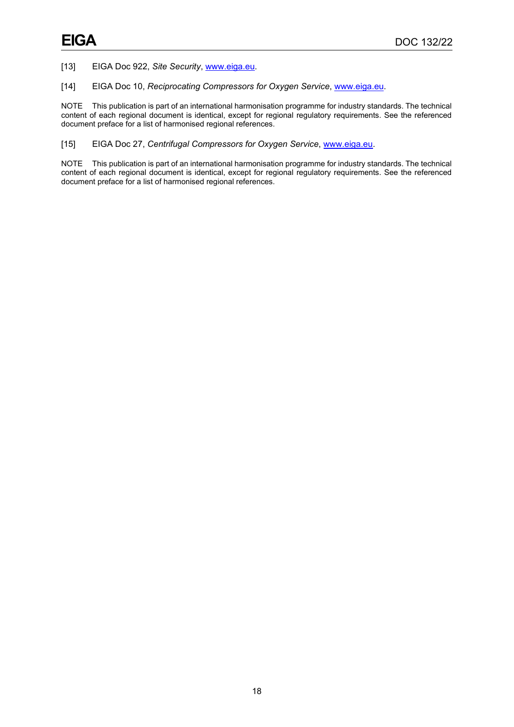[13] EIGA Doc 922, *Site Security*, www.eiga.eu.

[14] EIGA Doc 10, *Reciprocating Compressors for Oxygen Service*, www.eiga.eu.

NOTE This publication is part of an international harmonisation programme for industry standards. The technical content of each regional document is identical, except for regional regulatory requirements. See the referenced document preface for a list of harmonised regional references.

[15] EIGA Doc 27, *Centrifugal Compressors for Oxygen Service*, www.eiga.eu.

NOTE This publication is part of an international harmonisation programme for industry standards. The technical content of each regional document is identical, except for regional regulatory requirements. See the referenced document preface for a list of harmonised regional references.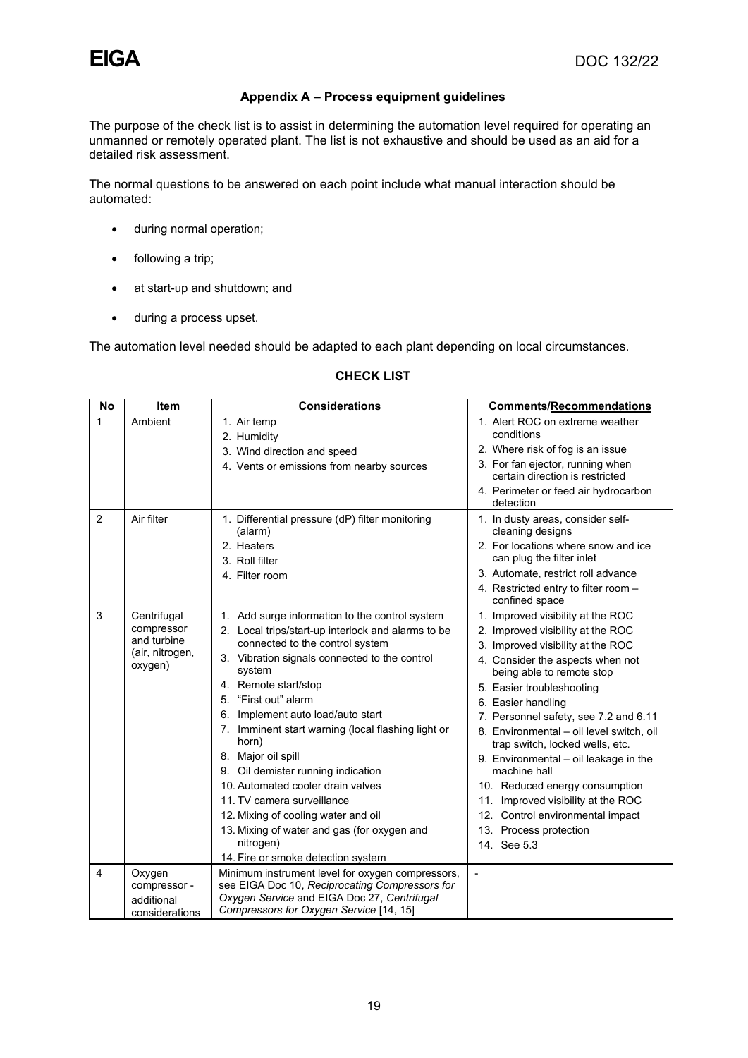## Appendix A – Process equipment guidelines

The purpose of the check list is to assist in determining the automation level required for operating an unmanned or remotely operated plant. The list is not exhaustive and should be used as an aid for a detailed risk assessment.

The normal questions to be answered on each point include what manual interaction should be automated:

- during normal operation;
- following a trip;
- at start-up and shutdown; and
- during a process upset.

The automation level needed should be adapted to each plant depending on local circumstances.

### CHECK LIST

| No | Item | Considerations | Comments/Recommendations |
|---|---|---|---|
| 1 | Ambient | 1. Air temp<br>2. Humidity<br>3. Wind direction and speed<br>4. Vents or emissions from nearby sources | 1. Alert ROC on extreme weather conditions<br>2. Where risk of fog is an issue<br>3. For fan ejector, running when certain direction is restricted<br>4. Perimeter or feed air hydrocarbon detection |
| 2 | Air filter | 1. Differential pressure (dP) filter monitoring (alarm)<br>2. Heaters<br>3. Roll filter<br>4. Filter room | 1. In dusty areas, consider self-cleaning designs<br>2. For locations where snow and ice can plug the filter inlet<br>3. Automate, restrict roll advance<br>4. Restricted entry to filter room – confined space |
| 3 | Centrifugal compressor and turbine (air, nitrogen, oxygen) | 1. Add surge information to the control system<br>2. Local trips/start-up interlock and alarms to be connected to the control system<br>3. Vibration signals connected to the control system<br>4. Remote start/stop<br>5. "First out" alarm<br>6. Implement auto load/auto start<br>7. Imminent start warning (local flashing light or horn)<br>8. Major oil spill<br>9. Oil demister running indication<br>10. Automated cooler drain valves<br>11. TV camera surveillance<br>12. Mixing of cooling water and oil<br>13. Mixing of water and gas (for oxygen and nitrogen)<br>14. Fire or smoke detection system | 1. Improved visibility at the ROC<br>2. Improved visibility at the ROC<br>3. Improved visibility at the ROC<br>4. Consider the aspects when not being able to remote stop<br>5. Easier troubleshooting<br>6. Easier handling<br>7. Personnel safety, see 7.2 and 6.11<br>8. Environmental – oil level switch, oil trap switch, locked wells, etc.<br>9. Environmental – oil leakage in the machine hall<br>10. Reduced energy consumption<br>11. Improved visibility at the ROC<br>12. Control environmental impact<br>13. Process protection<br>14. See 5.3 |
| 4 | Oxygen compressor - additional considerations | Minimum instrument level for oxygen compressors, see EIGA Doc 10, *Reciprocating Compressors for Oxygen Service* and EIGA Doc 27, *Centrifugal Compressors for Oxygen Service* [14, 15] | - |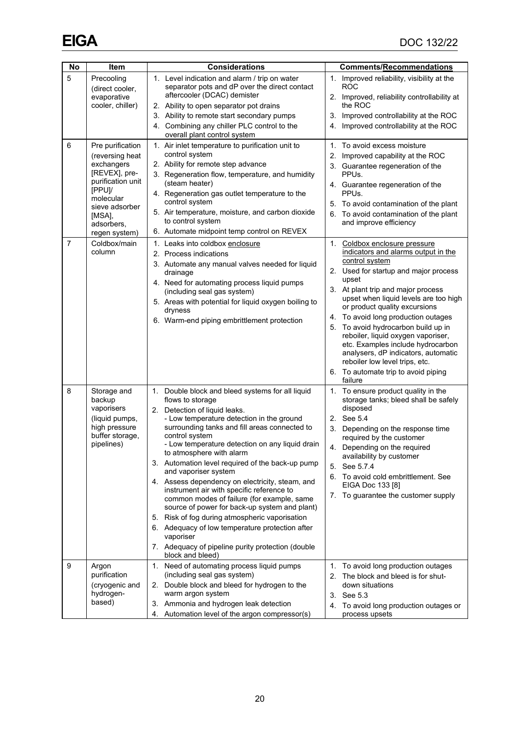| No | Item | Considerations | Comments/Recommendations |
|---|---|---|---|
| 5 | Precooling (direct cooler, evaporative cooler, chiller) | 1. Level indication and alarm / trip on water separator pots and dP over the direct contact aftercooler (DCAC) demister<br>2. Ability to open separator pot drains<br>3. Ability to remote start secondary pumps<br>4. Combining any chiller PLC control to the overall plant control system | 1. Improved reliability, visibility at the ROC<br>2. Improved, reliability controllability at the ROC<br>3. Improved controllability at the ROC<br>4. Improved controllability at the ROC |
| 6 | Pre purification (reversing heat exchangers [REVEX], pre-purification unit [PPU]/ molecular sieve adsorber [MSA], adsorbers, regen system) | 1. Air inlet temperature to purification unit to control system<br>2. Ability for remote step advance<br>3. Regeneration flow, temperature, and humidity (steam heater)<br>4. Regeneration gas outlet temperature to the control system<br>5. Air temperature, moisture, and carbon dioxide to control system<br>6. Automate midpoint temp control on REVEX | 1. To avoid excess moisture<br>2. Improved capability at the ROC<br>3. Guarantee regeneration of the PPUs.<br>4. Guarantee regeneration of the PPUs.<br>5. To avoid contamination of the plant<br>6. To avoid contamination of the plant and improve efficiency |
| 7 | Coldbox/main column | 1. Leaks into coldbox <u>enclosure</u><br>2. Process indications<br>3. Automate any manual valves needed for liquid drainage<br>4. Need for automating process liquid pumps (including seal gas system)<br>5. Areas with potential for liquid oxygen boiling to dryness<br>6. Warm-end piping embrittlement protection | 1. <u>Coldbox enclosure pressure indicators and alarms output in the control system</u><br>2. Used for startup and major process upset<br>3. At plant trip and major process upset when liquid levels are too high or product quality excursions<br>4. To avoid long production outages<br>5. To avoid hydrocarbon build up in reboiler, liquid oxygen vaporiser, etc. Examples include hydrocarbon analysers, dP indicators, automatic reboiler low level trips, etc.<br>6. To automate trip to avoid piping failure |
| 8 | Storage and backup vaporisers (liquid pumps, high pressure buffer storage, pipelines) | 1. Double block and bleed systems for all liquid flows to storage<br>2. Detection of liquid leaks.<br>- Low temperature detection in the ground surrounding tanks and fill areas connected to control system<br>- Low temperature detection on any liquid drain to atmosphere with alarm<br>3. Automation level required of the back-up pump and vaporiser system<br>4. Assess dependency on electricity, steam, and instrument air with specific reference to common modes of failure (for example, same source of power for back-up system and plant)<br>5. Risk of fog during atmospheric vaporisation<br>6. Adequacy of low temperature protection after vaporiser<br>7. Adequacy of pipeline purity protection (double block and bleed) | 1. To ensure product quality in the storage tanks; bleed shall be safely disposed<br>2. See 5.4<br>3. Depending on the response time required by the customer<br>4. Depending on the required availability by customer<br>5. See 5.7.4<br>6. To avoid cold embrittlement. See EIGA Doc 133 [8]<br>7. To guarantee the customer supply |
| 9 | Argon purification (cryogenic and hydrogen-based) | 1. Need of automating process liquid pumps (including seal gas system)<br>2. Double block and bleed for hydrogen to the warm argon system<br>3. Ammonia and hydrogen leak detection<br>4. Automation level of the argon compressor(s) | 1. To avoid long production outages<br>2. The block and bleed is for shut-down situations<br>3. See 5.3<br>4. To avoid long production outages or process upsets |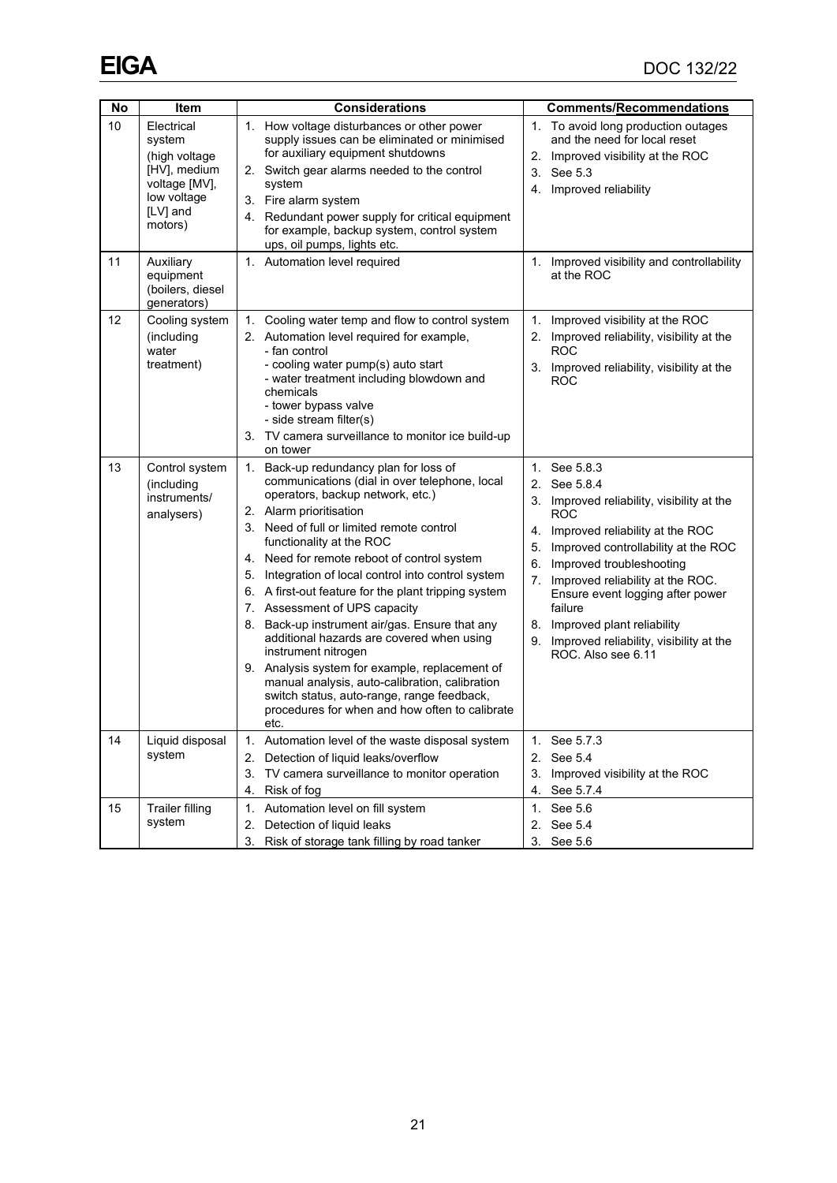| No | Item | Considerations | Comments/<u>Recommendations</u> |
|---|---|---|---|
| 10 | Electrical system (high voltage [HV], medium voltage [MV], low voltage [LV] and motors) | 1. How voltage disturbances or other power supply issues can be eliminated or minimised for auxiliary equipment shutdowns<br>2. Switch gear alarms needed to the control system<br>3. Fire alarm system<br>4. Redundant power supply for critical equipment for example, backup system, control system ups, oil pumps, lights etc. | 1. To avoid long production outages and the need for local reset<br>2. Improved visibility at the ROC<br>3. See 5.3<br>4. Improved reliability |
| 11 | Auxiliary equipment (boilers, diesel generators) | 1. Automation level required | 1. Improved visibility and controllability at the ROC |
| 12 | Cooling system (including water treatment) | 1. Cooling water temp and flow to control system<br>2. Automation level required for example,<br>- fan control<br>- cooling water pump(s) auto start<br>- water treatment including blowdown and chemicals<br>- tower bypass valve<br>- side stream filter(s)<br>3. TV camera surveillance to monitor ice build-up on tower | 1. Improved visibility at the ROC<br>2. Improved reliability, visibility at the ROC<br>3. Improved reliability, visibility at the ROC |
| 13 | Control system (including instruments/ analysers) | 1. Back-up redundancy plan for loss of communications (dial in over telephone, local operators, backup network, etc.)<br>2. Alarm prioritisation<br>3. Need of full or limited remote control functionality at the ROC<br>4. Need for remote reboot of control system<br>5. Integration of local control into control system<br>6. A first-out feature for the plant tripping system<br>7. Assessment of UPS capacity<br>8. Back-up instrument air/gas. Ensure that any additional hazards are covered when using instrument nitrogen<br>9. Analysis system for example, replacement of manual analysis, auto-calibration, calibration switch status, auto-range, range feedback, procedures for when and how often to calibrate etc. | 1. See 5.8.3<br>2. See 5.8.4<br>3. Improved reliability, visibility at the ROC<br>4. Improved reliability at the ROC<br>5. Improved controllability at the ROC<br>6. Improved troubleshooting<br>7. Improved reliability at the ROC. Ensure event logging after power failure<br>8. Improved plant reliability<br>9. Improved reliability, visibility at the ROC. Also see 6.11 |
| 14 | Liquid disposal system | 1. Automation level of the waste disposal system<br>2. Detection of liquid leaks/overflow<br>3. TV camera surveillance to monitor operation<br>4. Risk of fog | 1. See 5.7.3<br>2. See 5.4<br>3. Improved visibility at the ROC<br>4. See 5.7.4 |
| 15 | Trailer filling system | 1. Automation level on fill system<br>2. Detection of liquid leaks<br>3. Risk of storage tank filling by road tanker | 1. See 5.6<br>2. See 5.4<br>3. See 5.6 |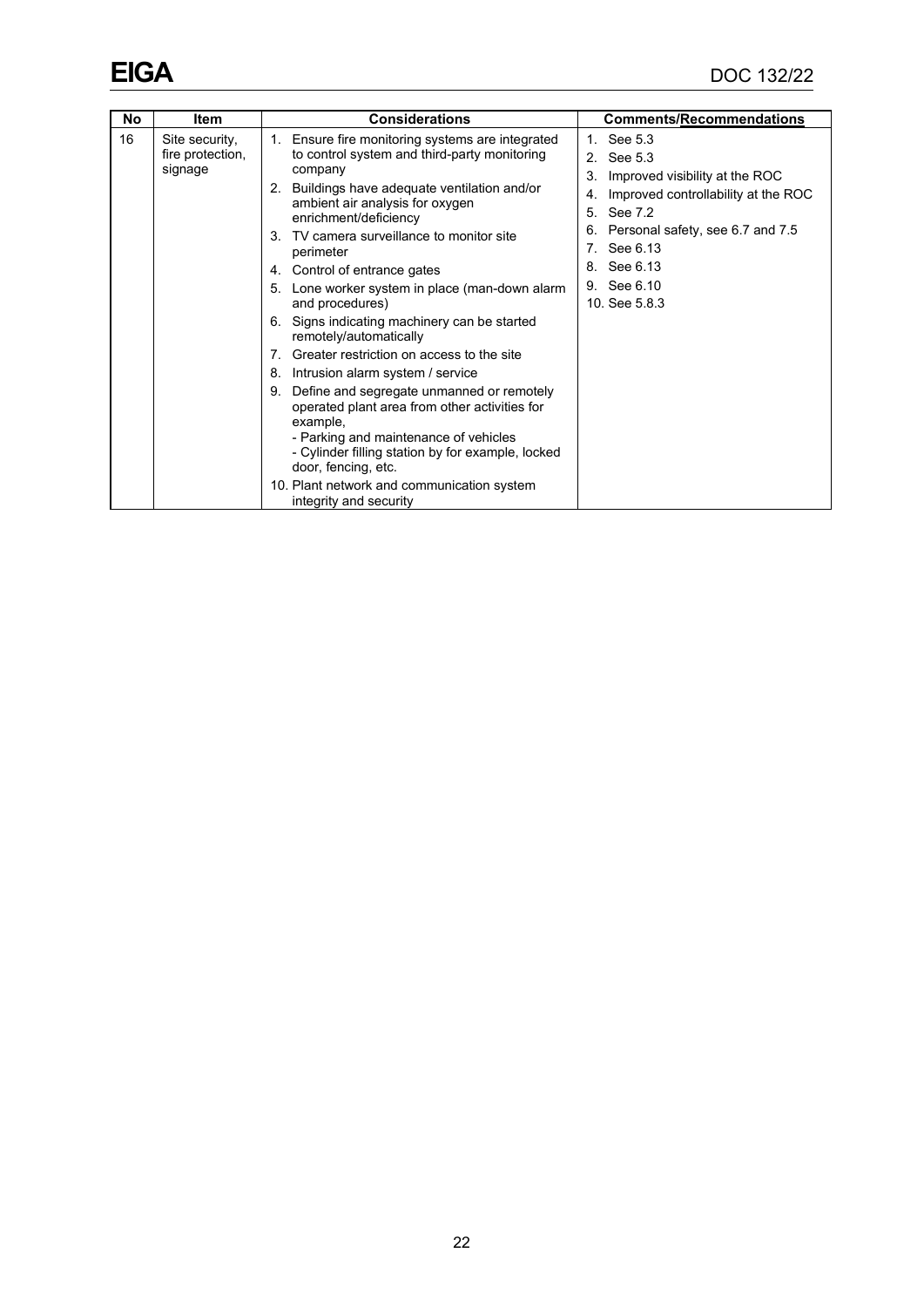| No | Item | Considerations | Comments/Recommendations |
|---|---|---|---|
| 16 | Site security, fire protection, signage | 1. Ensure fire monitoring systems are integrated to control system and third-party monitoring company<br>2. Buildings have adequate ventilation and/or ambient air analysis for oxygen enrichment/deficiency<br>3. TV camera surveillance to monitor site perimeter<br>4. Control of entrance gates<br>5. Lone worker system in place (man-down alarm and procedures)<br>6. Signs indicating machinery can be started remotely/automatically<br>7. Greater restriction on access to the site<br>8. Intrusion alarm system / service<br>9. Define and segregate unmanned or remotely operated plant area from other activities for example,<br>- Parking and maintenance of vehicles<br>- Cylinder filling station by for example, locked door, fencing, etc.<br>10. Plant network and communication system integrity and security | 1. See 5.3<br>2. See 5.3<br>3. Improved visibility at the ROC<br>4. Improved controllability at the ROC<br>5. See 7.2<br>6. Personal safety, see 6.7 and 7.5<br>7. See 6.13<br>8. See 6.13<br>9. See 6.10<br>10. See 5.8.3 |